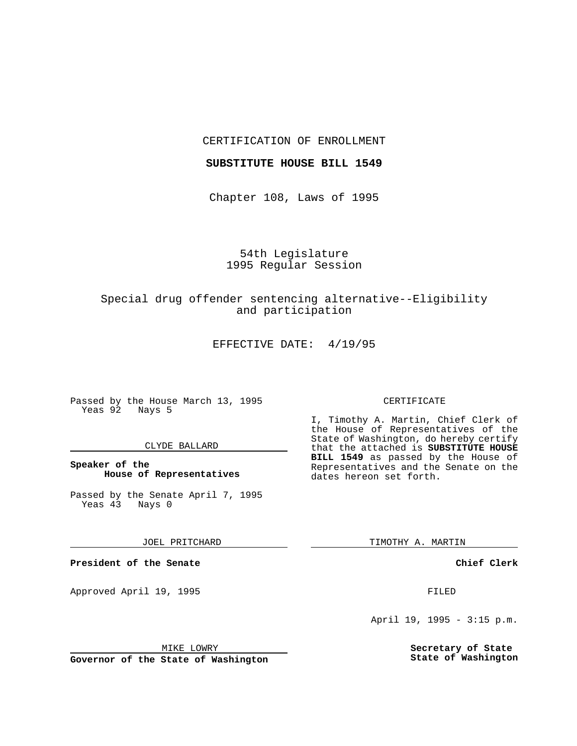CERTIFICATION OF ENROLLMENT

**SUBSTITUTE HOUSE BILL 1549**

Chapter 108, Laws of 1995

54th Legislature
1995 Regular Session

Special drug offender sentencing alternative--Eligibility and participation

EFFECTIVE DATE: 4/19/95

Passed by the House March 13, 1995
Yeas 92 Nays 5

CLYDE BALLARD

**Speaker of the House of Representatives**

Passed by the Senate April 7, 1995
Yeas 43 Nays 0

JOEL PRITCHARD

**President of the Senate**

Approved April 19, 1995

MIKE LOWRY

**Governor of the State of Washington**

CERTIFICATE

I, Timothy A. Martin, Chief Clerk of the House of Representatives of the State of Washington, do hereby certify that the attached is **SUBSTITUTE HOUSE BILL 1549** as passed by the House of Representatives and the Senate on the dates hereon set forth.

TIMOTHY A. MARTIN

**Chief Clerk**

FILED

April 19, 1995 - 3:15 p.m.

**Secretary of State**
**State of Washington**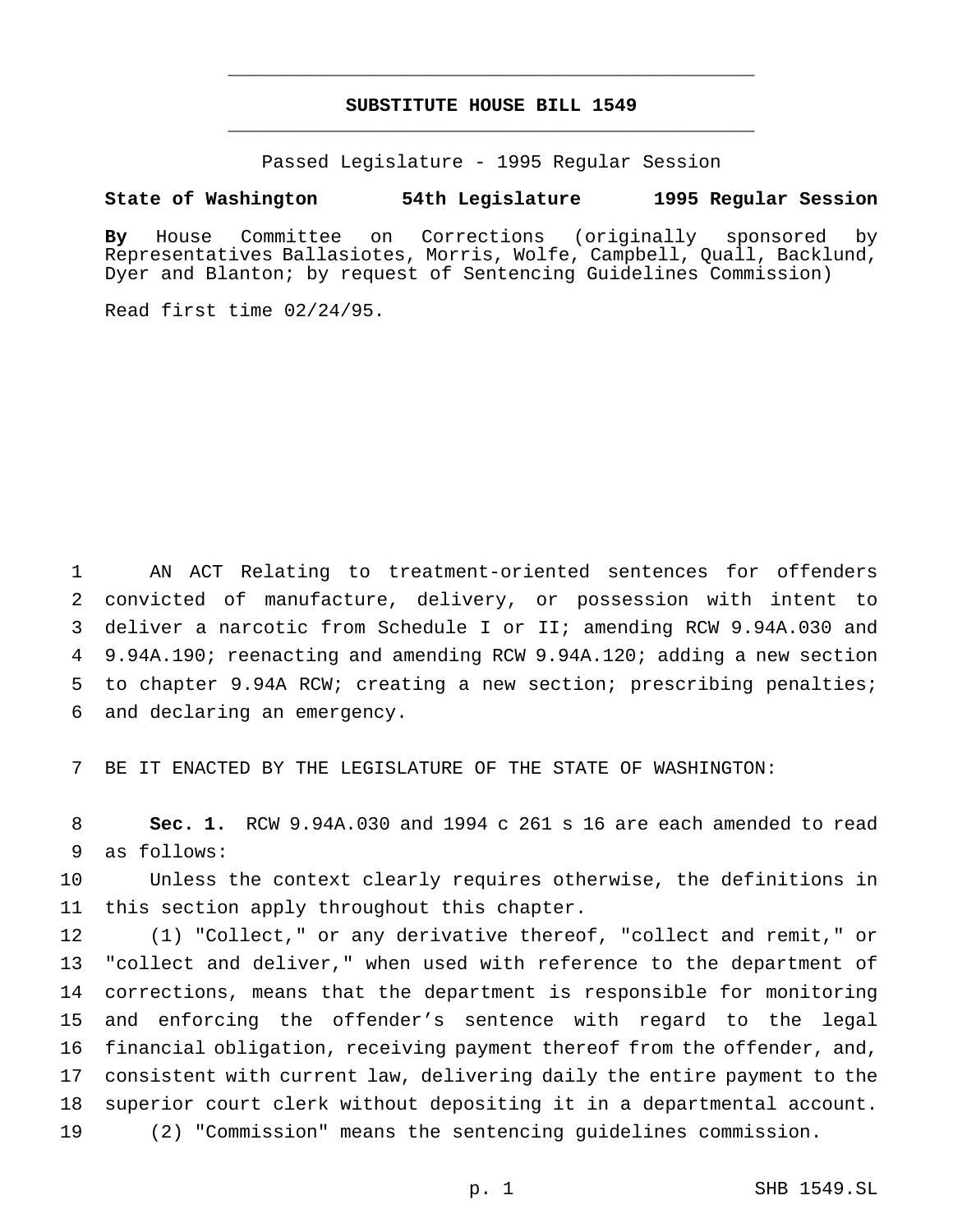# SUBSTITUTE HOUSE BILL 1549

Passed Legislature - 1995 Regular Session

**State of Washington 54th Legislature 1995 Regular Session**

**By** House Committee on Corrections (originally sponsored by Representatives Ballasiotes, Morris, Wolfe, Campbell, Quall, Backlund, Dyer and Blanton; by request of Sentencing Guidelines Commission)

Read first time 02/24/95.

AN ACT Relating to treatment-oriented sentences for offenders convicted of manufacture, delivery, or possession with intent to deliver a narcotic from Schedule I or II; amending RCW 9.94A.030 and 9.94A.190; reenacting and amending RCW 9.94A.120; adding a new section to chapter 9.94A RCW; creating a new section; prescribing penalties; and declaring an emergency.

BE IT ENACTED BY THE LEGISLATURE OF THE STATE OF WASHINGTON:

**Sec. 1.** RCW 9.94A.030 and 1994 c 261 s 16 are each amended to read as follows:

Unless the context clearly requires otherwise, the definitions in this section apply throughout this chapter.

(1) "Collect," or any derivative thereof, "collect and remit," or "collect and deliver," when used with reference to the department of corrections, means that the department is responsible for monitoring and enforcing the offender's sentence with regard to the legal financial obligation, receiving payment thereof from the offender, and, consistent with current law, delivering daily the entire payment to the superior court clerk without depositing it in a departmental account.

(2) "Commission" means the sentencing guidelines commission.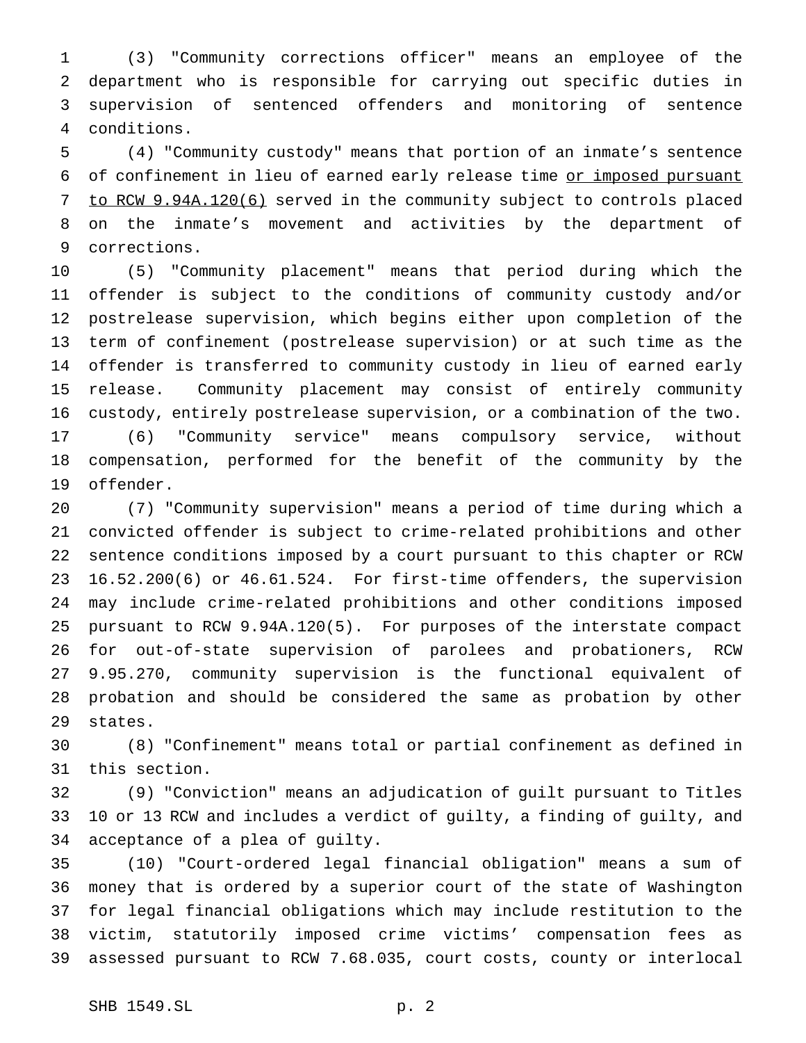(3) "Community corrections officer" means an employee of the department who is responsible for carrying out specific duties in supervision of sentenced offenders and monitoring of sentence conditions.

(4) "Community custody" means that portion of an inmate's sentence of confinement in lieu of earned early release time <u>or imposed pursuant to RCW 9.94A.120(6)</u> served in the community subject to controls placed on the inmate's movement and activities by the department of corrections.

(5) "Community placement" means that period during which the offender is subject to the conditions of community custody and/or postrelease supervision, which begins either upon completion of the term of confinement (postrelease supervision) or at such time as the offender is transferred to community custody in lieu of earned early release. Community placement may consist of entirely community custody, entirely postrelease supervision, or a combination of the two.

(6) "Community service" means compulsory service, without compensation, performed for the benefit of the community by the offender.

(7) "Community supervision" means a period of time during which a convicted offender is subject to crime-related prohibitions and other sentence conditions imposed by a court pursuant to this chapter or RCW 16.52.200(6) or 46.61.524. For first-time offenders, the supervision may include crime-related prohibitions and other conditions imposed pursuant to RCW 9.94A.120(5). For purposes of the interstate compact for out-of-state supervision of parolees and probationers, RCW 9.95.270, community supervision is the functional equivalent of probation and should be considered the same as probation by other states.

(8) "Confinement" means total or partial confinement as defined in this section.

(9) "Conviction" means an adjudication of guilt pursuant to Titles 10 or 13 RCW and includes a verdict of guilty, a finding of guilty, and acceptance of a plea of guilty.

(10) "Court-ordered legal financial obligation" means a sum of money that is ordered by a superior court of the state of Washington for legal financial obligations which may include restitution to the victim, statutorily imposed crime victims' compensation fees as assessed pursuant to RCW 7.68.035, court costs, county or interlocal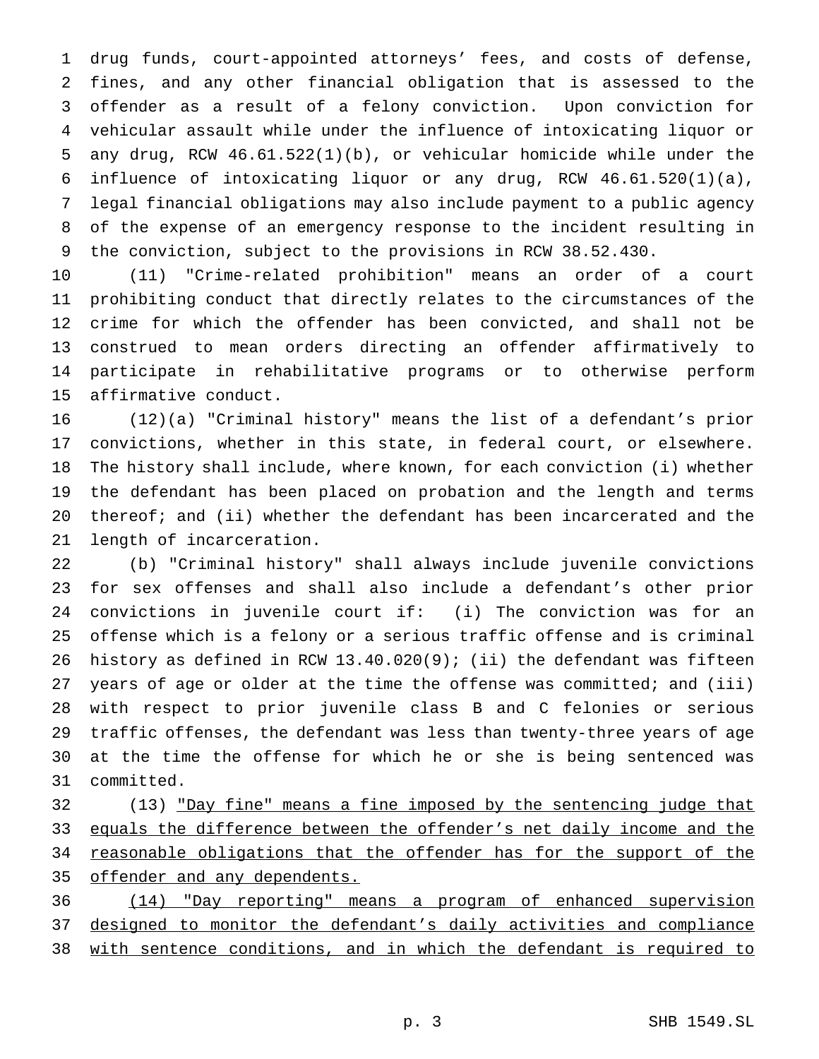drug funds, court-appointed attorneys' fees, and costs of defense, fines, and any other financial obligation that is assessed to the offender as a result of a felony conviction. Upon conviction for vehicular assault while under the influence of intoxicating liquor or any drug, RCW 46.61.522(1)(b), or vehicular homicide while under the influence of intoxicating liquor or any drug, RCW 46.61.520(1)(a), legal financial obligations may also include payment to a public agency of the expense of an emergency response to the incident resulting in the conviction, subject to the provisions in RCW 38.52.430.

(11) "Crime-related prohibition" means an order of a court prohibiting conduct that directly relates to the circumstances of the crime for which the offender has been convicted, and shall not be construed to mean orders directing an offender affirmatively to participate in rehabilitative programs or to otherwise perform affirmative conduct.

(12)(a) "Criminal history" means the list of a defendant's prior convictions, whether in this state, in federal court, or elsewhere. The history shall include, where known, for each conviction (i) whether the defendant has been placed on probation and the length and terms thereof; and (ii) whether the defendant has been incarcerated and the length of incarceration.

(b) "Criminal history" shall always include juvenile convictions for sex offenses and shall also include a defendant's other prior convictions in juvenile court if: (i) The conviction was for an offense which is a felony or a serious traffic offense and is criminal history as defined in RCW 13.40.020(9); (ii) the defendant was fifteen years of age or older at the time the offense was committed; and (iii) with respect to prior juvenile class B and C felonies or serious traffic offenses, the defendant was less than twenty-three years of age at the time the offense for which he or she is being sentenced was committed.

(13) <u>"Day fine" means a fine imposed by the sentencing judge that equals the difference between the offender's net daily income and the reasonable obligations that the offender has for the support of the offender and any dependents.</u>

<u>(14) "Day reporting" means a program of enhanced supervision designed to monitor the defendant's daily activities and compliance with sentence conditions, and in which the defendant is required to</u>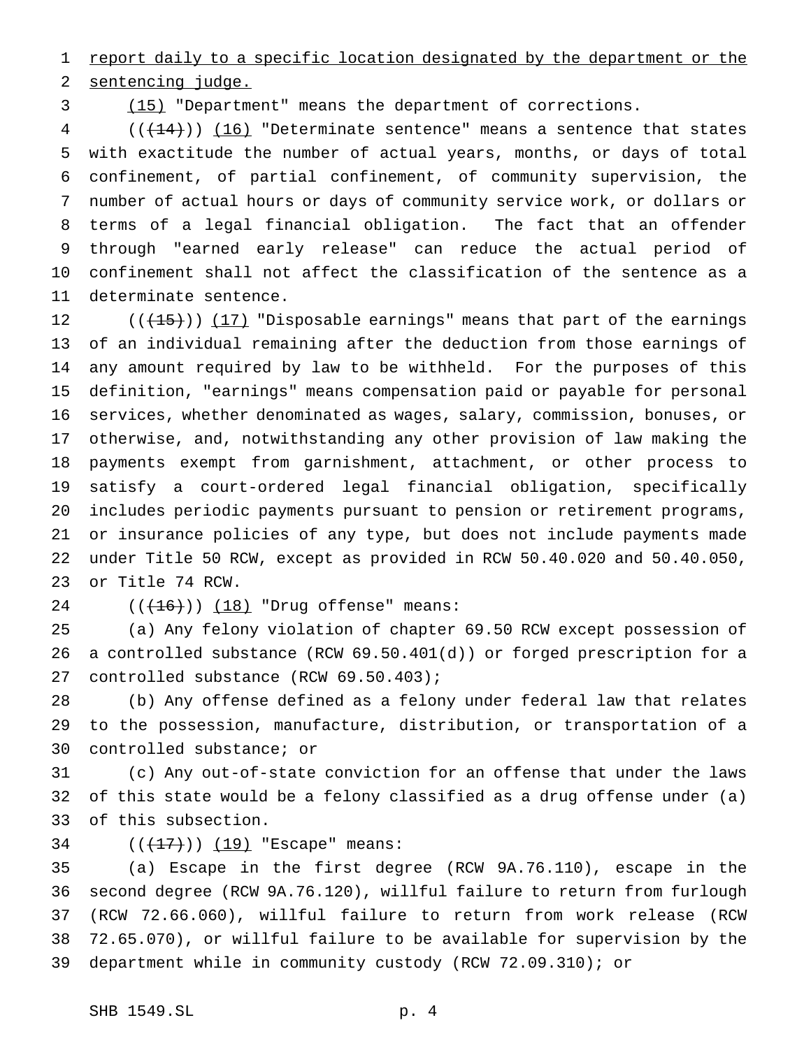report daily to a specific location designated by the department or the sentencing judge.

(15) "Department" means the department of corrections.

(((14))) (16) "Determinate sentence" means a sentence that states with exactitude the number of actual years, months, or days of total confinement, of partial confinement, of community supervision, the number of actual hours or days of community service work, or dollars or terms of a legal financial obligation. The fact that an offender through "earned early release" can reduce the actual period of confinement shall not affect the classification of the sentence as a determinate sentence.

(((15))) (17) "Disposable earnings" means that part of the earnings of an individual remaining after the deduction from those earnings of any amount required by law to be withheld. For the purposes of this definition, "earnings" means compensation paid or payable for personal services, whether denominated as wages, salary, commission, bonuses, or otherwise, and, notwithstanding any other provision of law making the payments exempt from garnishment, attachment, or other process to satisfy a court-ordered legal financial obligation, specifically includes periodic payments pursuant to pension or retirement programs, or insurance policies of any type, but does not include payments made under Title 50 RCW, except as provided in RCW 50.40.020 and 50.40.050, or Title 74 RCW.

(((16))) (18) "Drug offense" means:

(a) Any felony violation of chapter 69.50 RCW except possession of a controlled substance (RCW 69.50.401(d)) or forged prescription for a controlled substance (RCW 69.50.403);

(b) Any offense defined as a felony under federal law that relates to the possession, manufacture, distribution, or transportation of a controlled substance; or

(c) Any out-of-state conviction for an offense that under the laws of this state would be a felony classified as a drug offense under (a) of this subsection.

(((17))) (19) "Escape" means:

(a) Escape in the first degree (RCW 9A.76.110), escape in the second degree (RCW 9A.76.120), willful failure to return from furlough (RCW 72.66.060), willful failure to return from work release (RCW 72.65.070), or willful failure to be available for supervision by the department while in community custody (RCW 72.09.310); or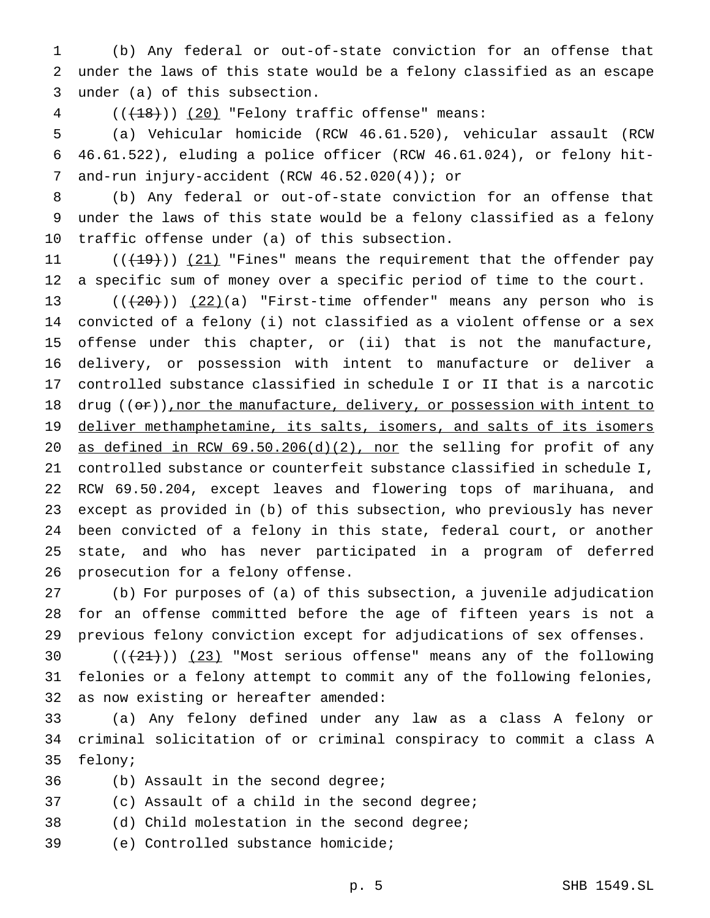(b) Any federal or out-of-state conviction for an offense that under the laws of this state would be a felony classified as an escape under (a) of this subsection.

(((18))) (20) "Felony traffic offense" means:

(a) Vehicular homicide (RCW 46.61.520), vehicular assault (RCW 46.61.522), eluding a police officer (RCW 46.61.024), or felony hit-and-run injury-accident (RCW 46.52.020(4)); or

(b) Any federal or out-of-state conviction for an offense that under the laws of this state would be a felony classified as a felony traffic offense under (a) of this subsection.

(((19))) (21) "Fines" means the requirement that the offender pay a specific sum of money over a specific period of time to the court.

(((20))) (22)(a) "First-time offender" means any person who is convicted of a felony (i) not classified as a violent offense or a sex offense under this chapter, or (ii) that is not the manufacture, delivery, or possession with intent to manufacture or deliver a controlled substance classified in schedule I or II that is a narcotic drug ((or)), nor the manufacture, delivery, or possession with intent to deliver methamphetamine, its salts, isomers, and salts of its isomers as defined in RCW 69.50.206(d)(2), nor the selling for profit of any controlled substance or counterfeit substance classified in schedule I, RCW 69.50.204, except leaves and flowering tops of marihuana, and except as provided in (b) of this subsection, who previously has never been convicted of a felony in this state, federal court, or another state, and who has never participated in a program of deferred prosecution for a felony offense.

(b) For purposes of (a) of this subsection, a juvenile adjudication for an offense committed before the age of fifteen years is not a previous felony conviction except for adjudications of sex offenses.

(((21))) (23) "Most serious offense" means any of the following felonies or a felony attempt to commit any of the following felonies, as now existing or hereafter amended:

(a) Any felony defined under any law as a class A felony or criminal solicitation of or criminal conspiracy to commit a class A felony;

(b) Assault in the second degree;

(c) Assault of a child in the second degree;

(d) Child molestation in the second degree;

(e) Controlled substance homicide;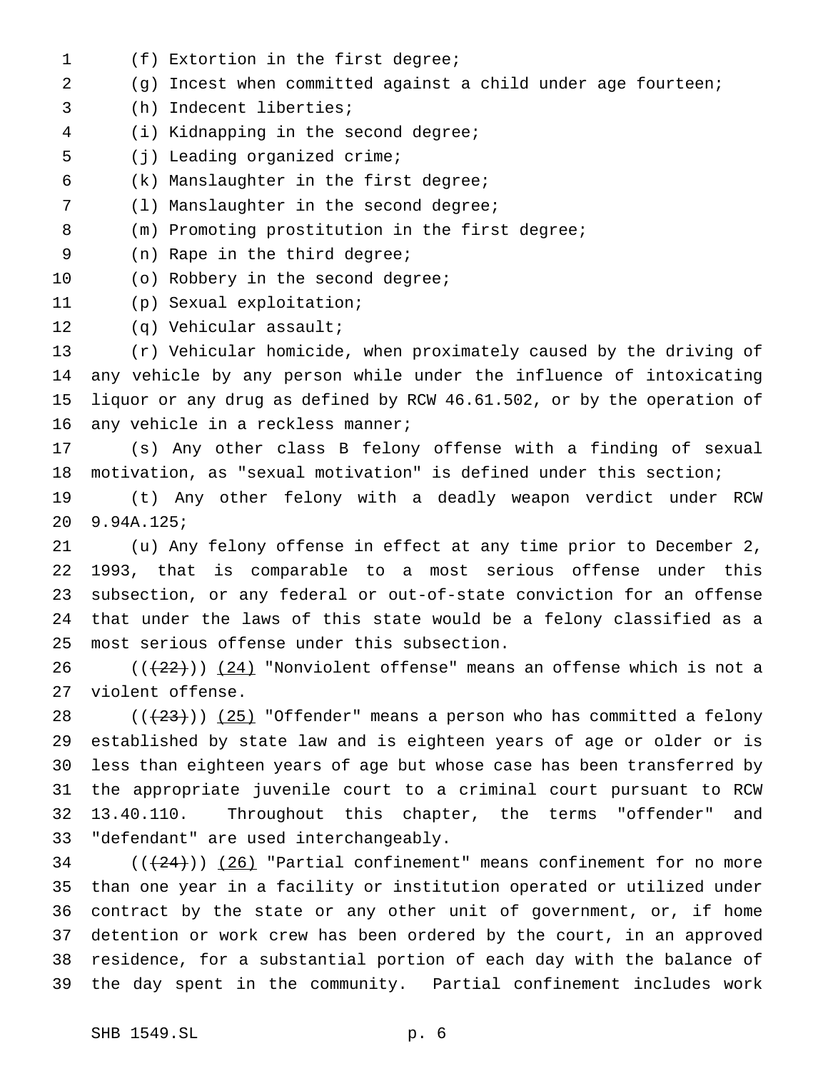(f) Extortion in the first degree;

(g) Incest when committed against a child under age fourteen;

(h) Indecent liberties;

(i) Kidnapping in the second degree;

(j) Leading organized crime;

(k) Manslaughter in the first degree;

(l) Manslaughter in the second degree;

(m) Promoting prostitution in the first degree;

(n) Rape in the third degree;

(o) Robbery in the second degree;

(p) Sexual exploitation;

(q) Vehicular assault;

(r) Vehicular homicide, when proximately caused by the driving of any vehicle by any person while under the influence of intoxicating liquor or any drug as defined by RCW 46.61.502, or by the operation of any vehicle in a reckless manner;

(s) Any other class B felony offense with a finding of sexual motivation, as "sexual motivation" is defined under this section;

(t) Any other felony with a deadly weapon verdict under RCW 9.94A.125;

(u) Any felony offense in effect at any time prior to December 2, 1993, that is comparable to a most serious offense under this subsection, or any federal or out-of-state conviction for an offense that under the laws of this state would be a felony classified as a most serious offense under this subsection.

~~((22))~~ (24) "Nonviolent offense" means an offense which is not a violent offense.

~~((23))~~ (25) "Offender" means a person who has committed a felony established by state law and is eighteen years of age or older or is less than eighteen years of age but whose case has been transferred by the appropriate juvenile court to a criminal court pursuant to RCW 13.40.110. Throughout this chapter, the terms "offender" and "defendant" are used interchangeably.

~~((24))~~ (26) "Partial confinement" means confinement for no more than one year in a facility or institution operated or utilized under contract by the state or any other unit of government, or, if home detention or work crew has been ordered by the court, in an approved residence, for a substantial portion of each day with the balance of the day spent in the community. Partial confinement includes work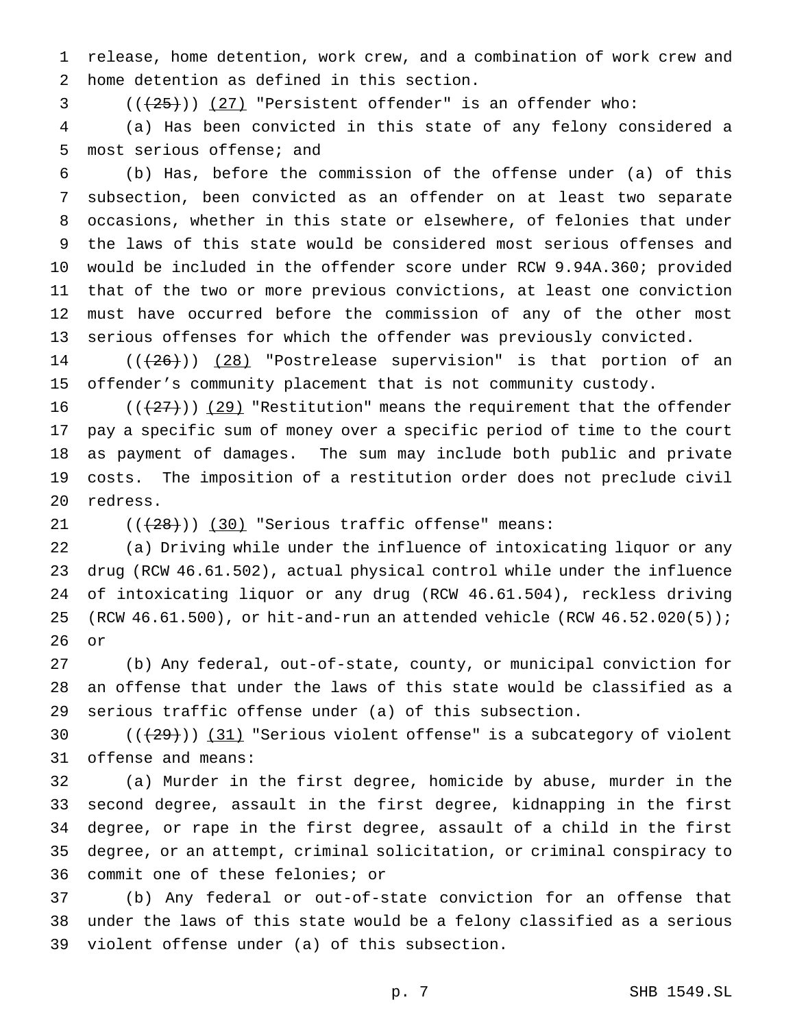release, home detention, work crew, and a combination of work crew and home detention as defined in this section.

(((25))) (27) "Persistent offender" is an offender who:

(a) Has been convicted in this state of any felony considered a most serious offense; and

(b) Has, before the commission of the offense under (a) of this subsection, been convicted as an offender on at least two separate occasions, whether in this state or elsewhere, of felonies that under the laws of this state would be considered most serious offenses and would be included in the offender score under RCW 9.94A.360; provided that of the two or more previous convictions, at least one conviction must have occurred before the commission of any of the other most serious offenses for which the offender was previously convicted.

(((26))) (28) "Postrelease supervision" is that portion of an offender's community placement that is not community custody.

(((27))) (29) "Restitution" means the requirement that the offender pay a specific sum of money over a specific period of time to the court as payment of damages. The sum may include both public and private costs. The imposition of a restitution order does not preclude civil redress.

(((28))) (30) "Serious traffic offense" means:

(a) Driving while under the influence of intoxicating liquor or any drug (RCW 46.61.502), actual physical control while under the influence of intoxicating liquor or any drug (RCW 46.61.504), reckless driving (RCW 46.61.500), or hit-and-run an attended vehicle (RCW 46.52.020(5)); or

(b) Any federal, out-of-state, county, or municipal conviction for an offense that under the laws of this state would be classified as a serious traffic offense under (a) of this subsection.

(((29))) (31) "Serious violent offense" is a subcategory of violent offense and means:

(a) Murder in the first degree, homicide by abuse, murder in the second degree, assault in the first degree, kidnapping in the first degree, or rape in the first degree, assault of a child in the first degree, or an attempt, criminal solicitation, or criminal conspiracy to commit one of these felonies; or

(b) Any federal or out-of-state conviction for an offense that under the laws of this state would be a felony classified as a serious violent offense under (a) of this subsection.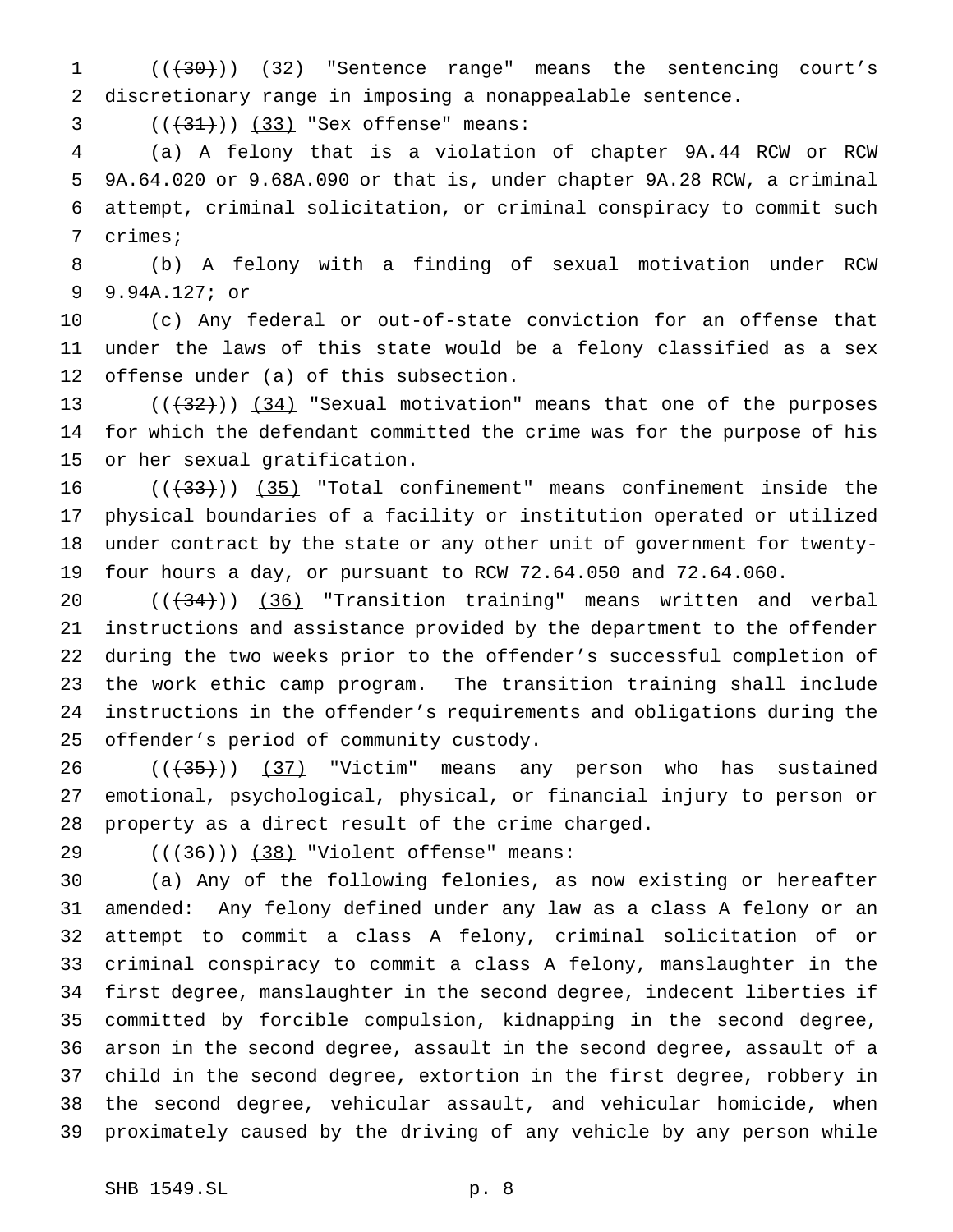((~~(30)~~)) (32) "Sentence range" means the sentencing court's discretionary range in imposing a nonappealable sentence.

((~~(31)~~)) (33) "Sex offense" means:

(a) A felony that is a violation of chapter 9A.44 RCW or RCW 9A.64.020 or 9.68A.090 or that is, under chapter 9A.28 RCW, a criminal attempt, criminal solicitation, or criminal conspiracy to commit such crimes;

(b) A felony with a finding of sexual motivation under RCW 9.94A.127; or

(c) Any federal or out-of-state conviction for an offense that under the laws of this state would be a felony classified as a sex offense under (a) of this subsection.

((~~(32)~~)) (34) "Sexual motivation" means that one of the purposes for which the defendant committed the crime was for the purpose of his or her sexual gratification.

((~~(33)~~)) (35) "Total confinement" means confinement inside the physical boundaries of a facility or institution operated or utilized under contract by the state or any other unit of government for twenty-four hours a day, or pursuant to RCW 72.64.050 and 72.64.060.

((~~(34)~~)) (36) "Transition training" means written and verbal instructions and assistance provided by the department to the offender during the two weeks prior to the offender's successful completion of the work ethic camp program. The transition training shall include instructions in the offender's requirements and obligations during the offender's period of community custody.

((~~(35)~~)) (37) "Victim" means any person who has sustained emotional, psychological, physical, or financial injury to person or property as a direct result of the crime charged.

((~~(36)~~)) (38) "Violent offense" means:

(a) Any of the following felonies, as now existing or hereafter amended: Any felony defined under any law as a class A felony or an attempt to commit a class A felony, criminal solicitation of or criminal conspiracy to commit a class A felony, manslaughter in the first degree, manslaughter in the second degree, indecent liberties if committed by forcible compulsion, kidnapping in the second degree, arson in the second degree, assault in the second degree, assault of a child in the second degree, extortion in the first degree, robbery in the second degree, vehicular assault, and vehicular homicide, when proximately caused by the driving of any vehicle by any person while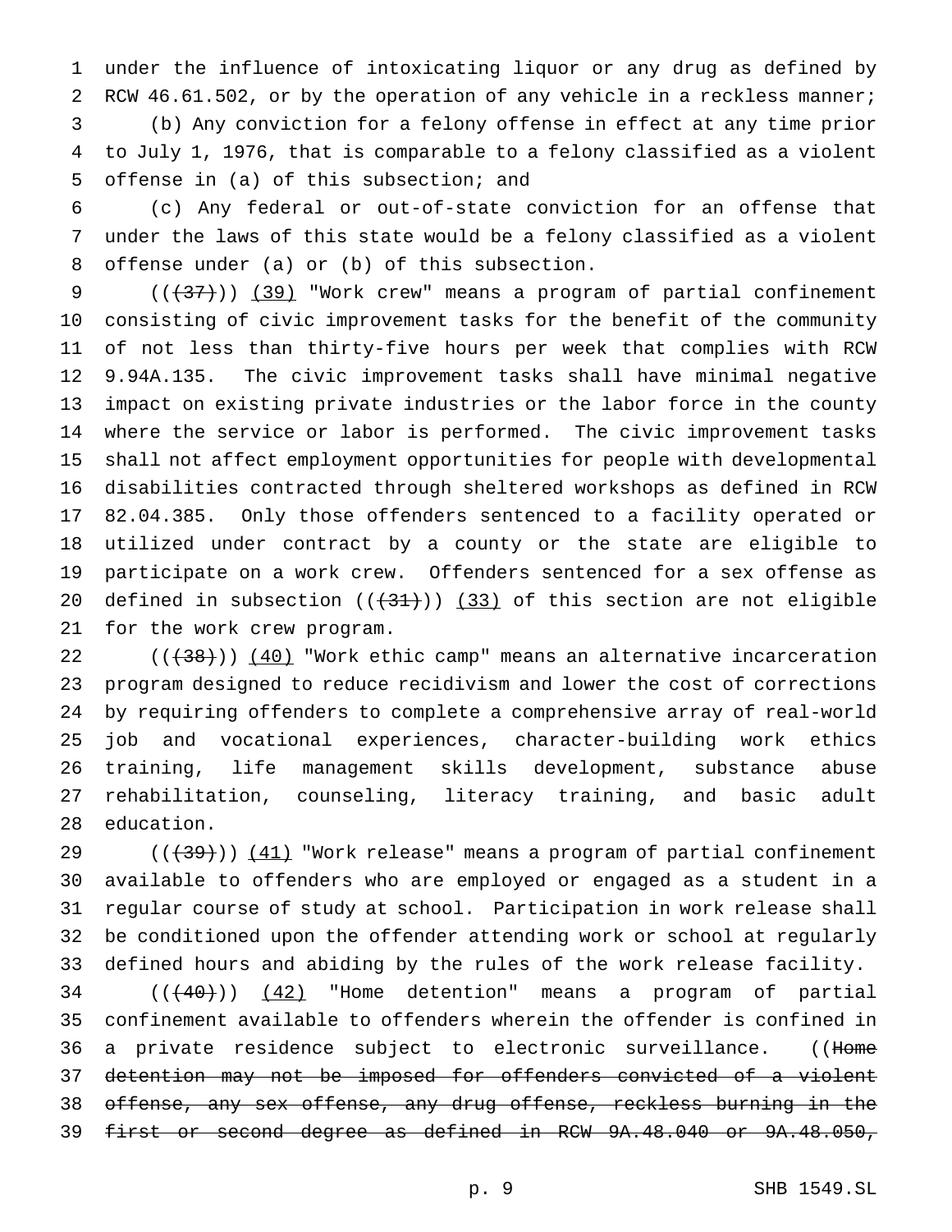under the influence of intoxicating liquor or any drug as defined by RCW 46.61.502, or by the operation of any vehicle in a reckless manner;

(b) Any conviction for a felony offense in effect at any time prior to July 1, 1976, that is comparable to a felony classified as a violent offense in (a) of this subsection; and

(c) Any federal or out-of-state conviction for an offense that under the laws of this state would be a felony classified as a violent offense under (a) or (b) of this subsection.

(((37))) (39) "Work crew" means a program of partial confinement consisting of civic improvement tasks for the benefit of the community of not less than thirty-five hours per week that complies with RCW 9.94A.135. The civic improvement tasks shall have minimal negative impact on existing private industries or the labor force in the county where the service or labor is performed. The civic improvement tasks shall not affect employment opportunities for people with developmental disabilities contracted through sheltered workshops as defined in RCW 82.04.385. Only those offenders sentenced to a facility operated or utilized under contract by a county or the state are eligible to participate on a work crew. Offenders sentenced for a sex offense as defined in subsection (((31))) (33) of this section are not eligible for the work crew program.

(((38))) (40) "Work ethic camp" means an alternative incarceration program designed to reduce recidivism and lower the cost of corrections by requiring offenders to complete a comprehensive array of real-world job and vocational experiences, character-building work ethics training, life management skills development, substance abuse rehabilitation, counseling, literacy training, and basic adult education.

(((39))) (41) "Work release" means a program of partial confinement available to offenders who are employed or engaged as a student in a regular course of study at school. Participation in work release shall be conditioned upon the offender attending work or school at regularly defined hours and abiding by the rules of the work release facility.

(((40))) (42) "Home detention" means a program of partial confinement available to offenders wherein the offender is confined in a private residence subject to electronic surveillance. ((~~Home detention may not be imposed for offenders convicted of a violent offense, any sex offense, any drug offense, reckless burning in the first or second degree as defined in RCW 9A.48.040 or 9A.48.050,~~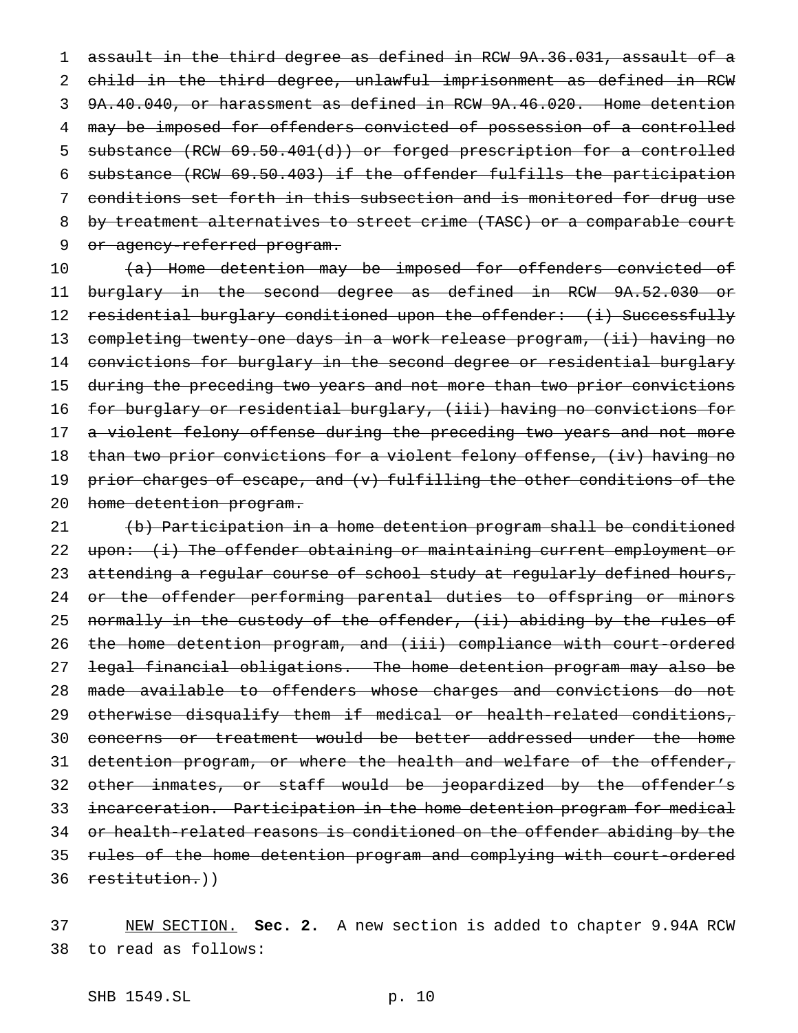~~assault in the third degree as defined in RCW 9A.36.031, assault of a child in the third degree, unlawful imprisonment as defined in RCW 9A.40.040, or harassment as defined in RCW 9A.46.020. Home detention may be imposed for offenders convicted of possession of a controlled substance (RCW 69.50.401(d)) or forged prescription for a controlled substance (RCW 69.50.403) if the offender fulfills the participation conditions set forth in this subsection and is monitored for drug use by treatment alternatives to street crime (TASC) or a comparable court or agency-referred program.~~

~~(a) Home detention may be imposed for offenders convicted of burglary in the second degree as defined in RCW 9A.52.030 or residential burglary conditioned upon the offender: (i) Successfully completing twenty-one days in a work release program, (ii) having no convictions for burglary in the second degree or residential burglary during the preceding two years and not more than two prior convictions for burglary or residential burglary, (iii) having no convictions for a violent felony offense during the preceding two years and not more than two prior convictions for a violent felony offense, (iv) having no prior charges of escape, and (v) fulfilling the other conditions of the home detention program.~~

~~(b) Participation in a home detention program shall be conditioned upon: (i) The offender obtaining or maintaining current employment or attending a regular course of school study at regularly defined hours, or the offender performing parental duties to offspring or minors normally in the custody of the offender, (ii) abiding by the rules of the home detention program, and (iii) compliance with court-ordered legal financial obligations. The home detention program may also be made available to offenders whose charges and convictions do not otherwise disqualify them if medical or health-related conditions, concerns or treatment would be better addressed under the home detention program, or where the health and welfare of the offender, other inmates, or staff would be jeopardized by the offender's incarceration. Participation in the home detention program for medical or health-related reasons is conditioned on the offender abiding by the rules of the home detention program and complying with court-ordered restitution.~~))

<u>NEW SECTION.</u> **Sec. 2.** A new section is added to chapter 9.94A RCW to read as follows: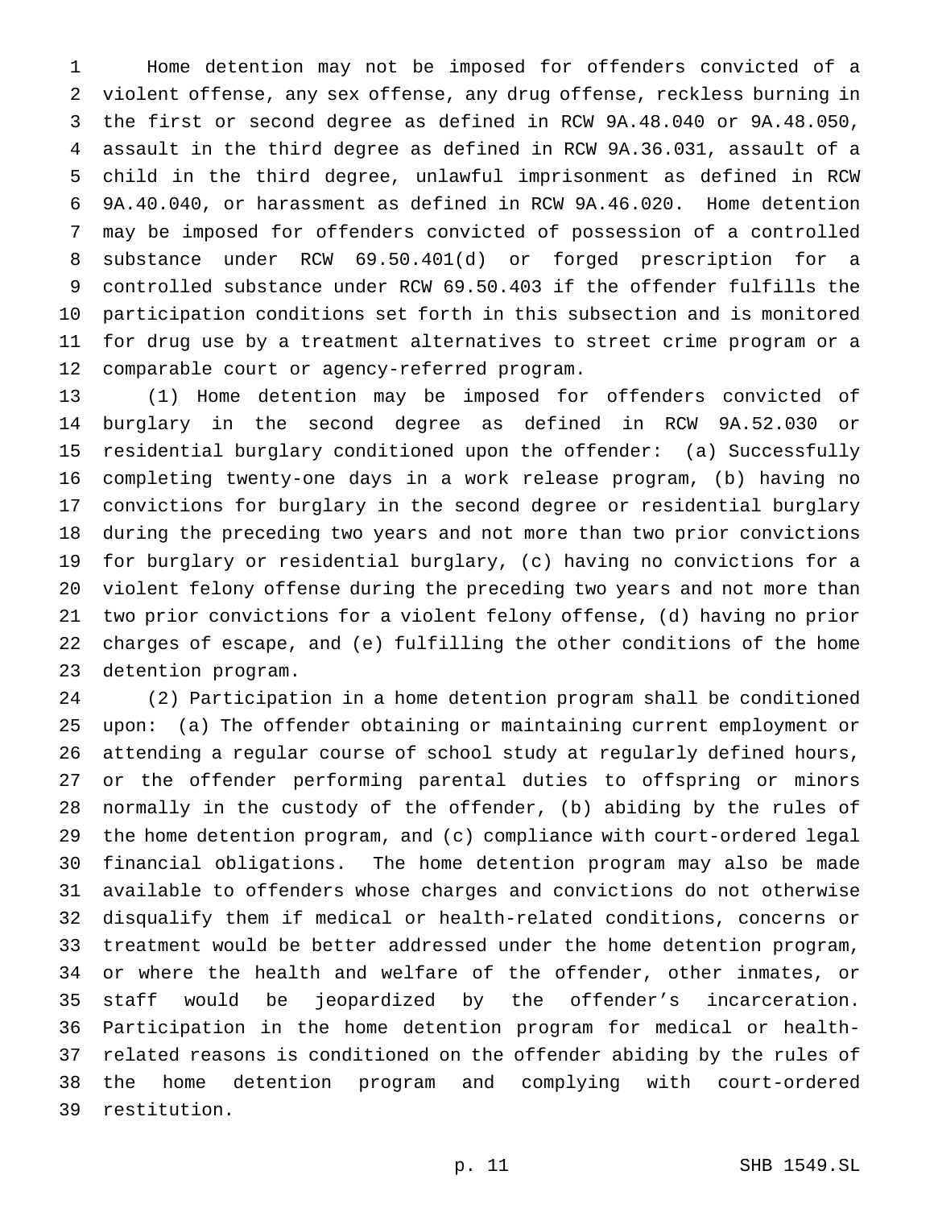Home detention may not be imposed for offenders convicted of a violent offense, any sex offense, any drug offense, reckless burning in the first or second degree as defined in RCW 9A.48.040 or 9A.48.050, assault in the third degree as defined in RCW 9A.36.031, assault of a child in the third degree, unlawful imprisonment as defined in RCW 9A.40.040, or harassment as defined in RCW 9A.46.020. Home detention may be imposed for offenders convicted of possession of a controlled substance under RCW 69.50.401(d) or forged prescription for a controlled substance under RCW 69.50.403 if the offender fulfills the participation conditions set forth in this subsection and is monitored for drug use by a treatment alternatives to street crime program or a comparable court or agency-referred program.

(1) Home detention may be imposed for offenders convicted of burglary in the second degree as defined in RCW 9A.52.030 or residential burglary conditioned upon the offender: (a) Successfully completing twenty-one days in a work release program, (b) having no convictions for burglary in the second degree or residential burglary during the preceding two years and not more than two prior convictions for burglary or residential burglary, (c) having no convictions for a violent felony offense during the preceding two years and not more than two prior convictions for a violent felony offense, (d) having no prior charges of escape, and (e) fulfilling the other conditions of the home detention program.

(2) Participation in a home detention program shall be conditioned upon: (a) The offender obtaining or maintaining current employment or attending a regular course of school study at regularly defined hours, or the offender performing parental duties to offspring or minors normally in the custody of the offender, (b) abiding by the rules of the home detention program, and (c) compliance with court-ordered legal financial obligations. The home detention program may also be made available to offenders whose charges and convictions do not otherwise disqualify them if medical or health-related conditions, concerns or treatment would be better addressed under the home detention program, or where the health and welfare of the offender, other inmates, or staff would be jeopardized by the offender's incarceration. Participation in the home detention program for medical or health-related reasons is conditioned on the offender abiding by the rules of the home detention program and complying with court-ordered restitution.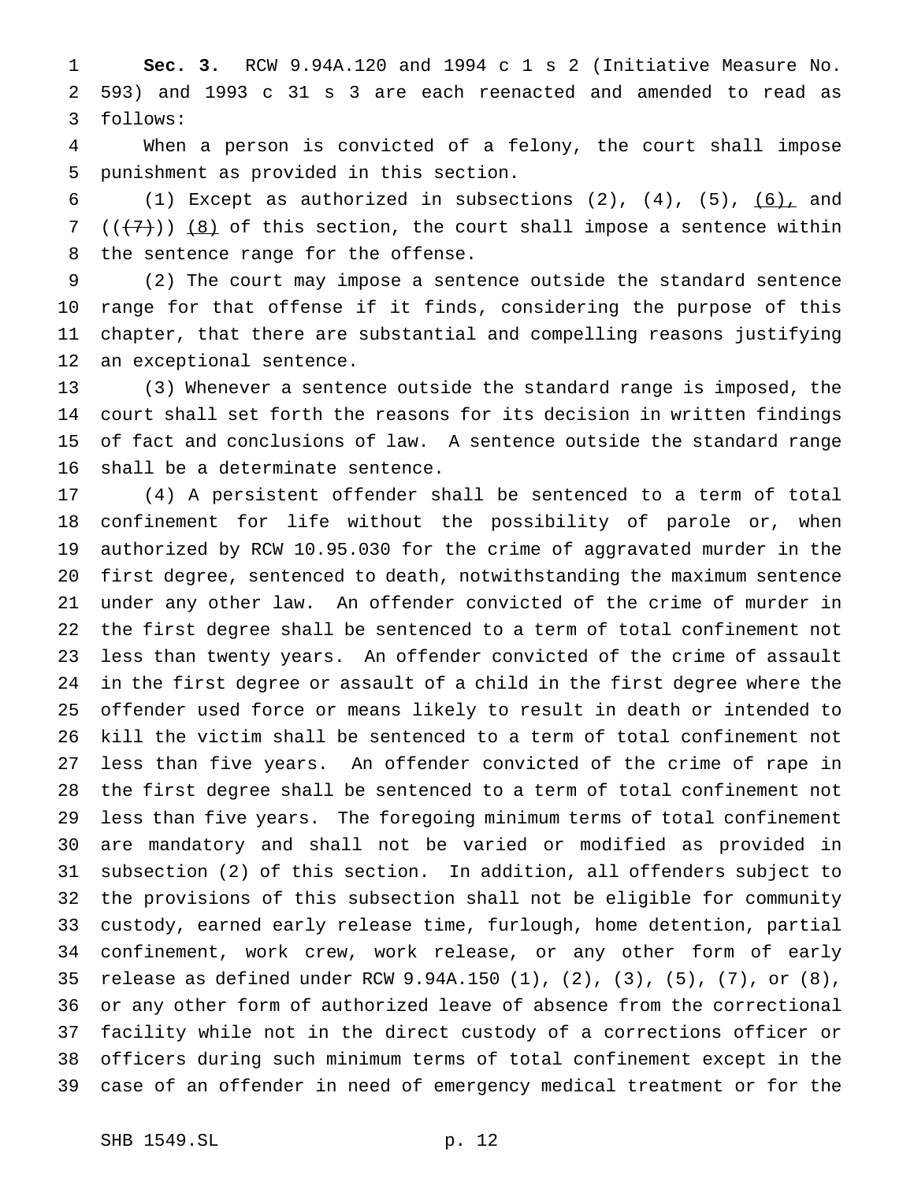**Sec. 3.** RCW 9.94A.120 and 1994 c 1 s 2 (Initiative Measure No. 593) and 1993 c 31 s 3 are each reenacted and amended to read as follows:

When a person is convicted of a felony, the court shall impose punishment as provided in this section.

(1) Except as authorized in subsections (2), (4), (5), (6), and (((7))) (8) of this section, the court shall impose a sentence within the sentence range for the offense.

(2) The court may impose a sentence outside the standard sentence range for that offense if it finds, considering the purpose of this chapter, that there are substantial and compelling reasons justifying an exceptional sentence.

(3) Whenever a sentence outside the standard range is imposed, the court shall set forth the reasons for its decision in written findings of fact and conclusions of law. A sentence outside the standard range shall be a determinate sentence.

(4) A persistent offender shall be sentenced to a term of total confinement for life without the possibility of parole or, when authorized by RCW 10.95.030 for the crime of aggravated murder in the first degree, sentenced to death, notwithstanding the maximum sentence under any other law. An offender convicted of the crime of murder in the first degree shall be sentenced to a term of total confinement not less than twenty years. An offender convicted of the crime of assault in the first degree or assault of a child in the first degree where the offender used force or means likely to result in death or intended to kill the victim shall be sentenced to a term of total confinement not less than five years. An offender convicted of the crime of rape in the first degree shall be sentenced to a term of total confinement not less than five years. The foregoing minimum terms of total confinement are mandatory and shall not be varied or modified as provided in subsection (2) of this section. In addition, all offenders subject to the provisions of this subsection shall not be eligible for community custody, earned early release time, furlough, home detention, partial confinement, work crew, work release, or any other form of early release as defined under RCW 9.94A.150 (1), (2), (3), (5), (7), or (8), or any other form of authorized leave of absence from the correctional facility while not in the direct custody of a corrections officer or officers during such minimum terms of total confinement except in the case of an offender in need of emergency medical treatment or for the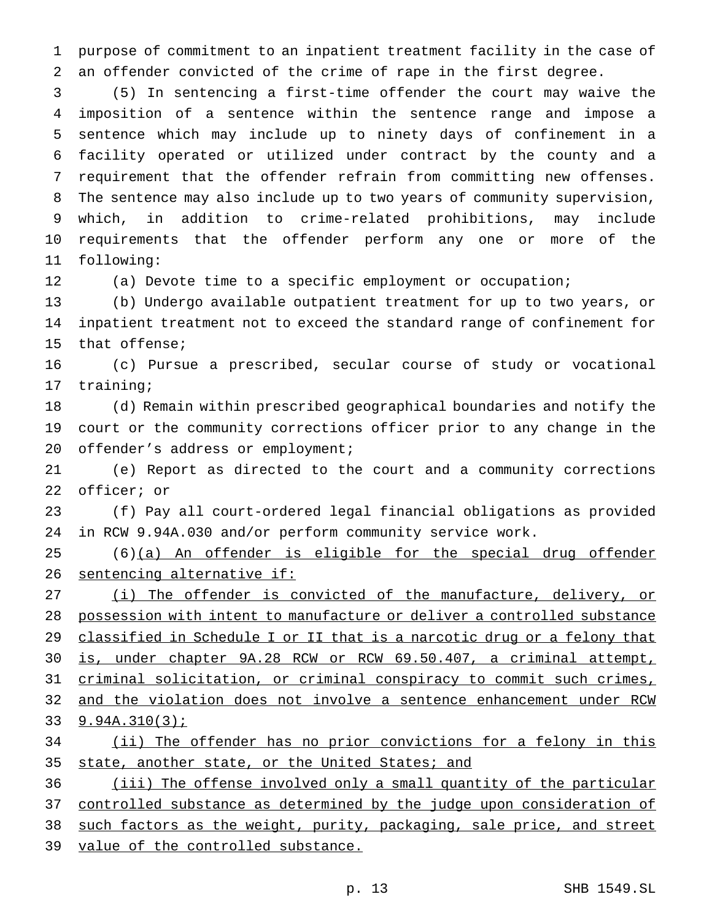purpose of commitment to an inpatient treatment facility in the case of an offender convicted of the crime of rape in the first degree.

(5) In sentencing a first-time offender the court may waive the imposition of a sentence within the sentence range and impose a sentence which may include up to ninety days of confinement in a facility operated or utilized under contract by the county and a requirement that the offender refrain from committing new offenses. The sentence may also include up to two years of community supervision, which, in addition to crime-related prohibitions, may include requirements that the offender perform any one or more of the following:

(a) Devote time to a specific employment or occupation;

(b) Undergo available outpatient treatment for up to two years, or inpatient treatment not to exceed the standard range of confinement for that offense;

(c) Pursue a prescribed, secular course of study or vocational training;

(d) Remain within prescribed geographical boundaries and notify the court or the community corrections officer prior to any change in the offender's address or employment;

(e) Report as directed to the court and a community corrections officer; or

(f) Pay all court-ordered legal financial obligations as provided in RCW 9.94A.030 and/or perform community service work.

(6)<u>(a) An offender is eligible for the special drug offender sentencing alternative if:</u>

<u>(i) The offender is convicted of the manufacture, delivery, or possession with intent to manufacture or deliver a controlled substance classified in Schedule I or II that is a narcotic drug or a felony that is, under chapter 9A.28 RCW or RCW 69.50.407, a criminal attempt, criminal solicitation, or criminal conspiracy to commit such crimes, and the violation does not involve a sentence enhancement under RCW 9.94A.310(3);</u>

<u>(ii) The offender has no prior convictions for a felony in this state, another state, or the United States; and</u>

<u>(iii) The offense involved only a small quantity of the particular controlled substance as determined by the judge upon consideration of such factors as the weight, purity, packaging, sale price, and street value of the controlled substance.</u>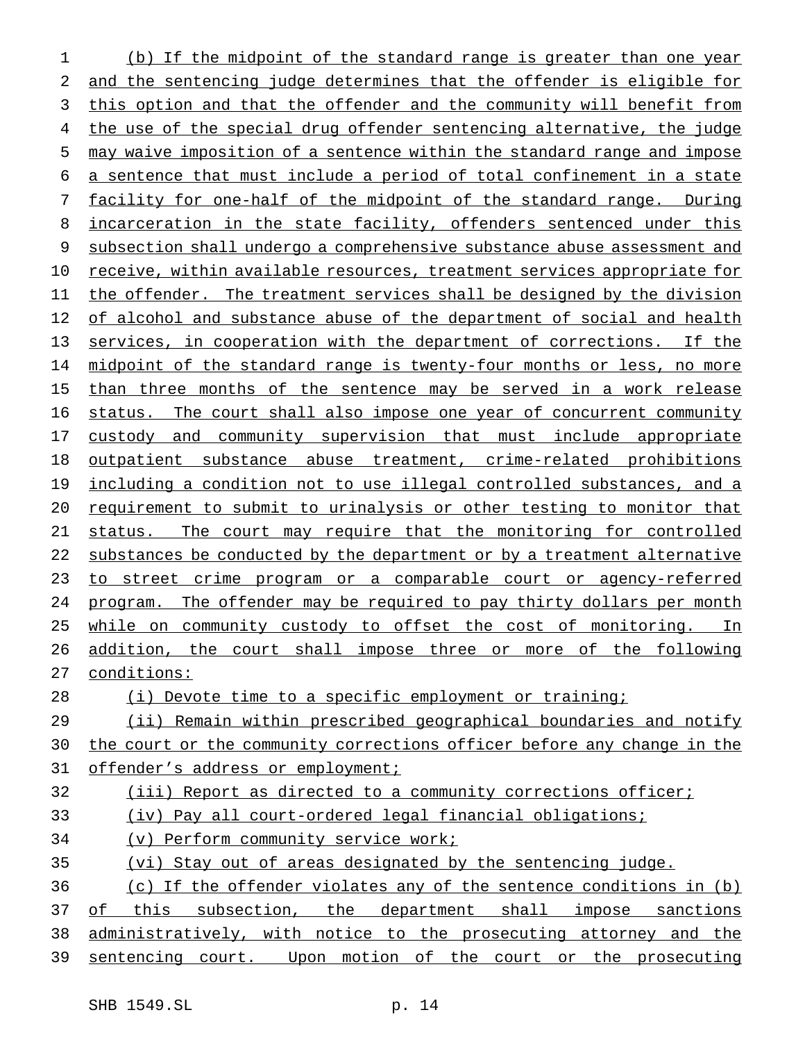(b) If the midpoint of the standard range is greater than one year and the sentencing judge determines that the offender is eligible for this option and that the offender and the community will benefit from the use of the special drug offender sentencing alternative, the judge may waive imposition of a sentence within the standard range and impose a sentence that must include a period of total confinement in a state facility for one-half of the midpoint of the standard range. During incarceration in the state facility, offenders sentenced under this subsection shall undergo a comprehensive substance abuse assessment and receive, within available resources, treatment services appropriate for the offender. The treatment services shall be designed by the division of alcohol and substance abuse of the department of social and health services, in cooperation with the department of corrections. If the midpoint of the standard range is twenty-four months or less, no more than three months of the sentence may be served in a work release status. The court shall also impose one year of concurrent community custody and community supervision that must include appropriate outpatient substance abuse treatment, crime-related prohibitions including a condition not to use illegal controlled substances, and a requirement to submit to urinalysis or other testing to monitor that status. The court may require that the monitoring for controlled substances be conducted by the department or by a treatment alternative to street crime program or a comparable court or agency-referred program. The offender may be required to pay thirty dollars per month while on community custody to offset the cost of monitoring. In addition, the court shall impose three or more of the following conditions:

(i) Devote time to a specific employment or training;

(ii) Remain within prescribed geographical boundaries and notify the court or the community corrections officer before any change in the offender's address or employment;

(iii) Report as directed to a community corrections officer;

(iv) Pay all court-ordered legal financial obligations;

(v) Perform community service work;

(vi) Stay out of areas designated by the sentencing judge.

(c) If the offender violates any of the sentence conditions in (b) of this subsection, the department shall impose sanctions administratively, with notice to the prosecuting attorney and the sentencing court. Upon motion of the court or the prosecuting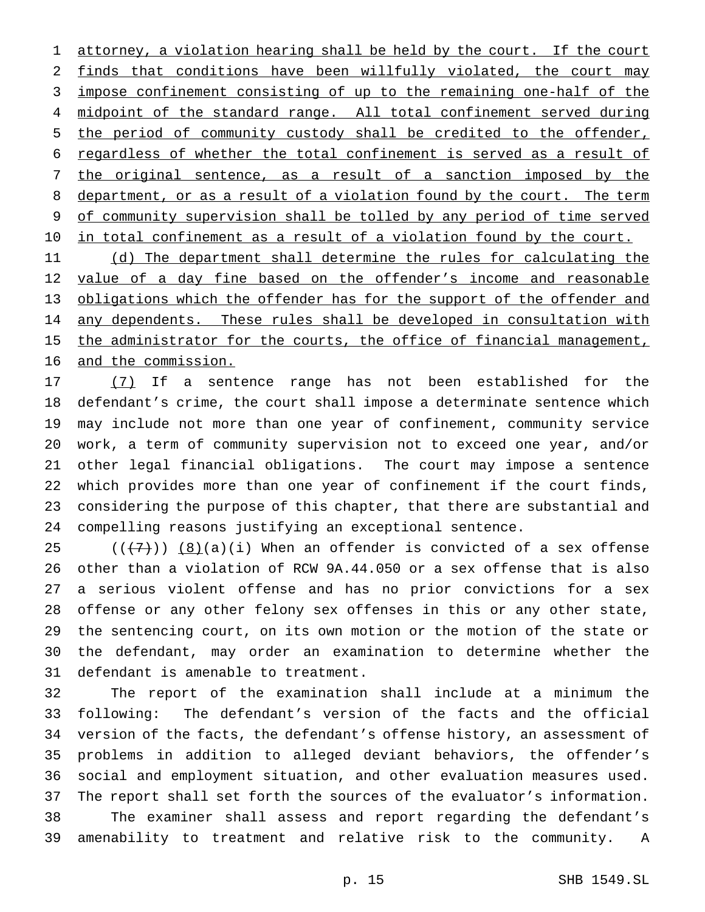attorney, a violation hearing shall be held by the court. If the court finds that conditions have been willfully violated, the court may impose confinement consisting of up to the remaining one-half of the midpoint of the standard range. All total confinement served during the period of community custody shall be credited to the offender, regardless of whether the total confinement is served as a result of the original sentence, as a result of a sanction imposed by the department, or as a result of a violation found by the court. The term of community supervision shall be tolled by any period of time served in total confinement as a result of a violation found by the court.

(d) The department shall determine the rules for calculating the value of a day fine based on the offender's income and reasonable obligations which the offender has for the support of the offender and any dependents. These rules shall be developed in consultation with the administrator for the courts, the office of financial management, and the commission.

(7) If a sentence range has not been established for the defendant's crime, the court shall impose a determinate sentence which may include not more than one year of confinement, community service work, a term of community supervision not to exceed one year, and/or other legal financial obligations. The court may impose a sentence which provides more than one year of confinement if the court finds, considering the purpose of this chapter, that there are substantial and compelling reasons justifying an exceptional sentence.

(((7))) (8)(a)(i) When an offender is convicted of a sex offense other than a violation of RCW 9A.44.050 or a sex offense that is also a serious violent offense and has no prior convictions for a sex offense or any other felony sex offenses in this or any other state, the sentencing court, on its own motion or the motion of the state or the defendant, may order an examination to determine whether the defendant is amenable to treatment.

The report of the examination shall include at a minimum the following: The defendant's version of the facts and the official version of the facts, the defendant's offense history, an assessment of problems in addition to alleged deviant behaviors, the offender's social and employment situation, and other evaluation measures used. The report shall set forth the sources of the evaluator's information.

The examiner shall assess and report regarding the defendant's amenability to treatment and relative risk to the community. A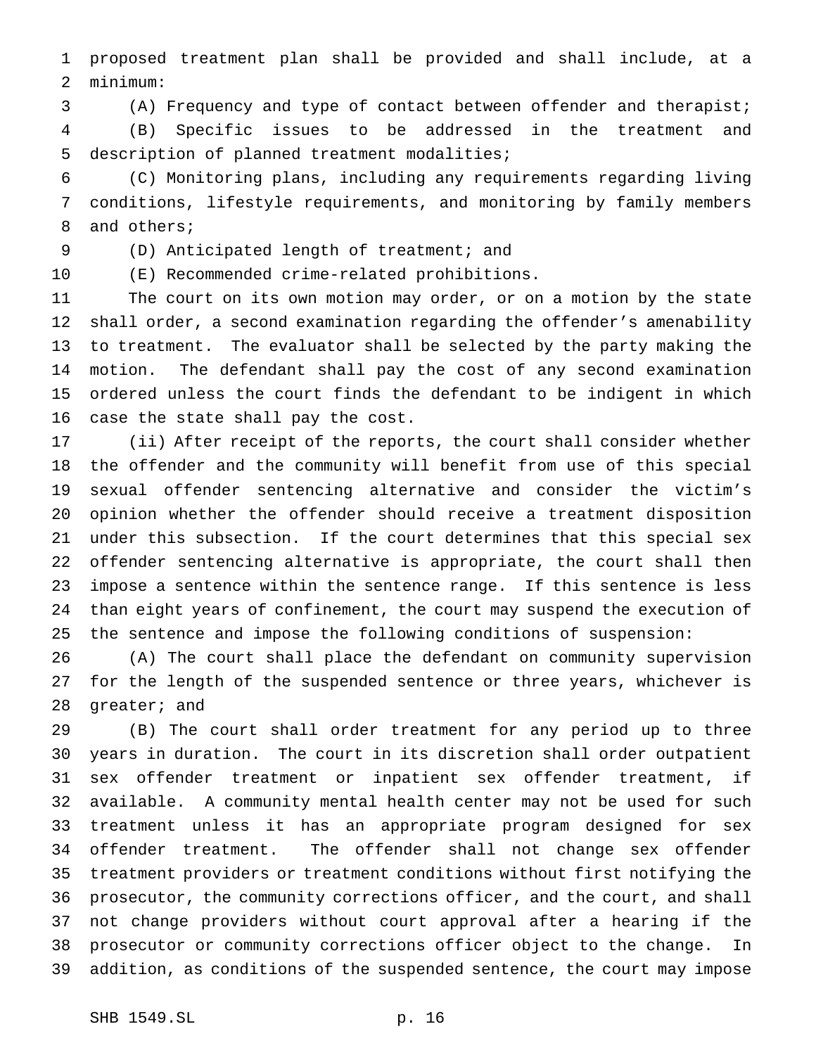proposed treatment plan shall be provided and shall include, at a minimum:

(A) Frequency and type of contact between offender and therapist;

(B) Specific issues to be addressed in the treatment and description of planned treatment modalities;

(C) Monitoring plans, including any requirements regarding living conditions, lifestyle requirements, and monitoring by family members and others;

(D) Anticipated length of treatment; and

(E) Recommended crime-related prohibitions.

The court on its own motion may order, or on a motion by the state shall order, a second examination regarding the offender's amenability to treatment. The evaluator shall be selected by the party making the motion. The defendant shall pay the cost of any second examination ordered unless the court finds the defendant to be indigent in which case the state shall pay the cost.

(ii) After receipt of the reports, the court shall consider whether the offender and the community will benefit from use of this special sexual offender sentencing alternative and consider the victim's opinion whether the offender should receive a treatment disposition under this subsection. If the court determines that this special sex offender sentencing alternative is appropriate, the court shall then impose a sentence within the sentence range. If this sentence is less than eight years of confinement, the court may suspend the execution of the sentence and impose the following conditions of suspension:

(A) The court shall place the defendant on community supervision for the length of the suspended sentence or three years, whichever is greater; and

(B) The court shall order treatment for any period up to three years in duration. The court in its discretion shall order outpatient sex offender treatment or inpatient sex offender treatment, if available. A community mental health center may not be used for such treatment unless it has an appropriate program designed for sex offender treatment. The offender shall not change sex offender treatment providers or treatment conditions without first notifying the prosecutor, the community corrections officer, and the court, and shall not change providers without court approval after a hearing if the prosecutor or community corrections officer object to the change. In addition, as conditions of the suspended sentence, the court may impose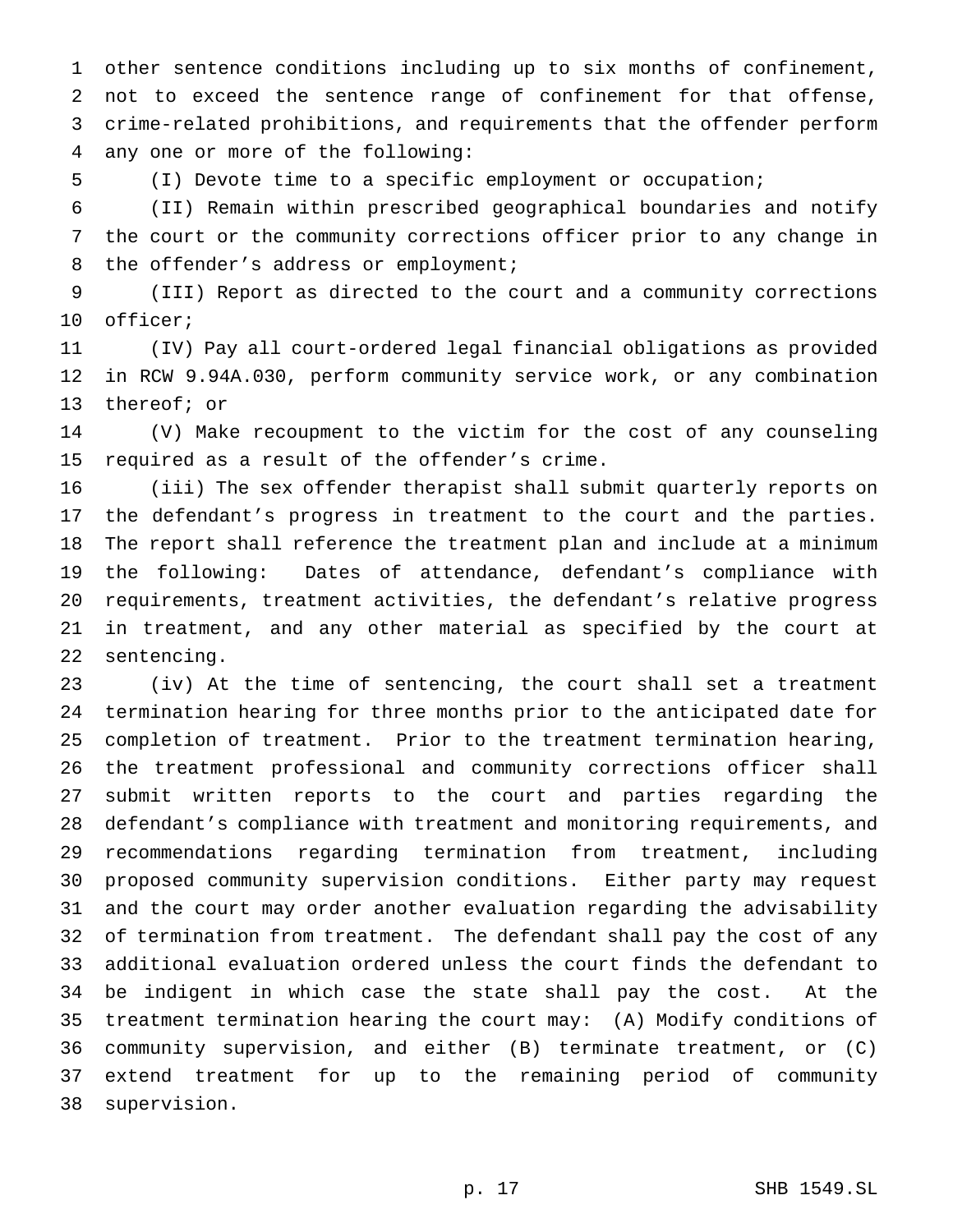other sentence conditions including up to six months of confinement, not to exceed the sentence range of confinement for that offense, crime-related prohibitions, and requirements that the offender perform any one or more of the following:

(I) Devote time to a specific employment or occupation;

(II) Remain within prescribed geographical boundaries and notify the court or the community corrections officer prior to any change in the offender's address or employment;

(III) Report as directed to the court and a community corrections officer;

(IV) Pay all court-ordered legal financial obligations as provided in RCW 9.94A.030, perform community service work, or any combination thereof; or

(V) Make recoupment to the victim for the cost of any counseling required as a result of the offender's crime.

(iii) The sex offender therapist shall submit quarterly reports on the defendant's progress in treatment to the court and the parties. The report shall reference the treatment plan and include at a minimum the following: Dates of attendance, defendant's compliance with requirements, treatment activities, the defendant's relative progress in treatment, and any other material as specified by the court at sentencing.

(iv) At the time of sentencing, the court shall set a treatment termination hearing for three months prior to the anticipated date for completion of treatment. Prior to the treatment termination hearing, the treatment professional and community corrections officer shall submit written reports to the court and parties regarding the defendant's compliance with treatment and monitoring requirements, and recommendations regarding termination from treatment, including proposed community supervision conditions. Either party may request and the court may order another evaluation regarding the advisability of termination from treatment. The defendant shall pay the cost of any additional evaluation ordered unless the court finds the defendant to be indigent in which case the state shall pay the cost. At the treatment termination hearing the court may: (A) Modify conditions of community supervision, and either (B) terminate treatment, or (C) extend treatment for up to the remaining period of community supervision.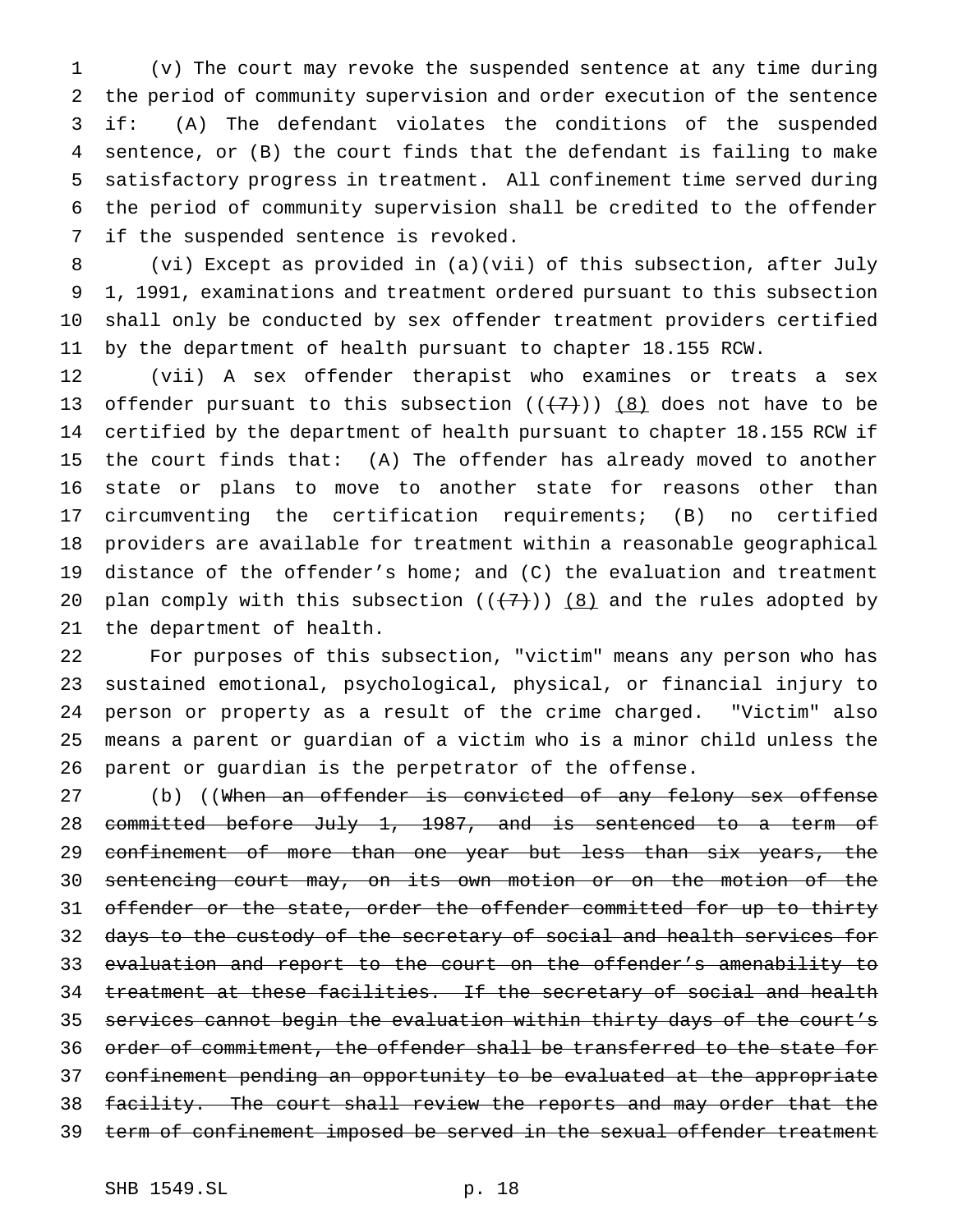(v) The court may revoke the suspended sentence at any time during the period of community supervision and order execution of the sentence if: (A) The defendant violates the conditions of the suspended sentence, or (B) the court finds that the defendant is failing to make satisfactory progress in treatment. All confinement time served during the period of community supervision shall be credited to the offender if the suspended sentence is revoked.

(vi) Except as provided in (a)(vii) of this subsection, after July 1, 1991, examinations and treatment ordered pursuant to this subsection shall only be conducted by sex offender treatment providers certified by the department of health pursuant to chapter 18.155 RCW.

(vii) A sex offender therapist who examines or treats a sex offender pursuant to this subsection ((~~(7)~~)) <u>(8)</u> does not have to be certified by the department of health pursuant to chapter 18.155 RCW if the court finds that: (A) The offender has already moved to another state or plans to move to another state for reasons other than circumventing the certification requirements; (B) no certified providers are available for treatment within a reasonable geographical distance of the offender's home; and (C) the evaluation and treatment plan comply with this subsection ((~~(7)~~)) <u>(8)</u> and the rules adopted by the department of health.

For purposes of this subsection, "victim" means any person who has sustained emotional, psychological, physical, or financial injury to person or property as a result of the crime charged. "Victim" also means a parent or guardian of a victim who is a minor child unless the parent or guardian is the perpetrator of the offense.

(b) ((~~When an offender is convicted of any felony sex offense committed before July 1, 1987, and is sentenced to a term of confinement of more than one year but less than six years, the sentencing court may, on its own motion or on the motion of the offender or the state, order the offender committed for up to thirty days to the custody of the secretary of social and health services for evaluation and report to the court on the offender's amenability to treatment at these facilities. If the secretary of social and health services cannot begin the evaluation within thirty days of the court's order of commitment, the offender shall be transferred to the state for confinement pending an opportunity to be evaluated at the appropriate facility. The court shall review the reports and may order that the term of confinement imposed be served in the sexual offender treatment~~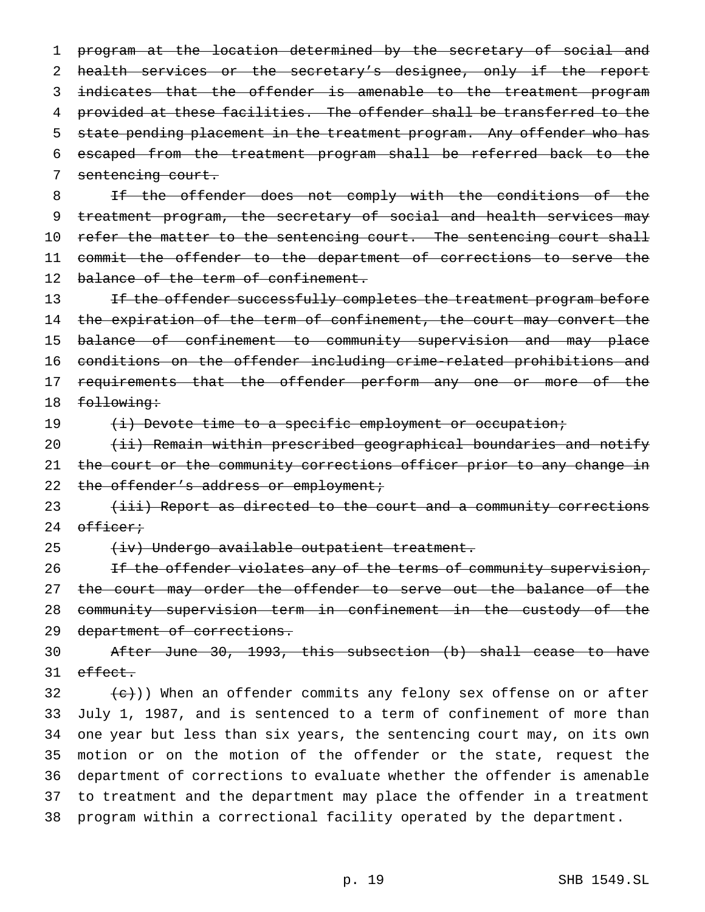~~program at the location determined by the secretary of social and health services or the secretary's designee, only if the report indicates that the offender is amenable to the treatment program provided at these facilities. The offender shall be transferred to the state pending placement in the treatment program. Any offender who has escaped from the treatment program shall be referred back to the sentencing court.~~

~~If the offender does not comply with the conditions of the treatment program, the secretary of social and health services may refer the matter to the sentencing court. The sentencing court shall commit the offender to the department of corrections to serve the balance of the term of confinement.~~

~~If the offender successfully completes the treatment program before the expiration of the term of confinement, the court may convert the balance of confinement to community supervision and may place conditions on the offender including crime-related prohibitions and requirements that the offender perform any one or more of the following:~~

~~(i) Devote time to a specific employment or occupation;~~

~~(ii) Remain within prescribed geographical boundaries and notify the court or the community corrections officer prior to any change in the offender's address or employment;~~

~~(iii) Report as directed to the court and a community corrections officer;~~

~~(iv) Undergo available outpatient treatment.~~

~~If the offender violates any of the terms of community supervision, the court may order the offender to serve out the balance of the community supervision term in confinement in the custody of the department of corrections.~~

~~After June 30, 1993, this subsection (b) shall cease to have effect.~~

~~(c)~~)) When an offender commits any felony sex offense on or after July 1, 1987, and is sentenced to a term of confinement of more than one year but less than six years, the sentencing court may, on its own motion or on the motion of the offender or the state, request the department of corrections to evaluate whether the offender is amenable to treatment and the department may place the offender in a treatment program within a correctional facility operated by the department.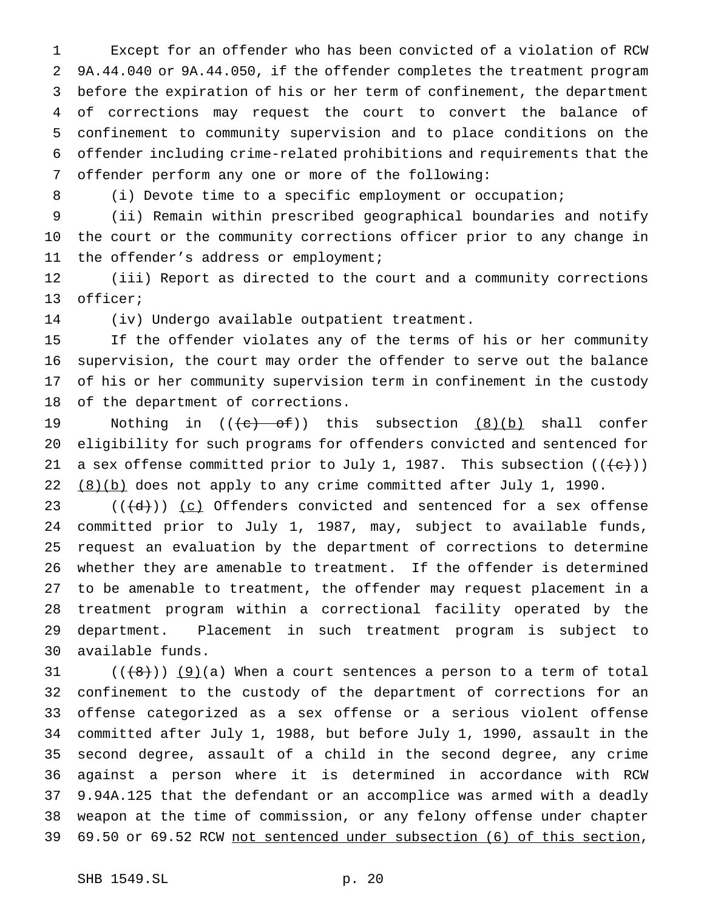Except for an offender who has been convicted of a violation of RCW 9A.44.040 or 9A.44.050, if the offender completes the treatment program before the expiration of his or her term of confinement, the department of corrections may request the court to convert the balance of confinement to community supervision and to place conditions on the offender including crime-related prohibitions and requirements that the offender perform any one or more of the following:

(i) Devote time to a specific employment or occupation;

(ii) Remain within prescribed geographical boundaries and notify the court or the community corrections officer prior to any change in the offender's address or employment;

(iii) Report as directed to the court and a community corrections officer;

(iv) Undergo available outpatient treatment.

If the offender violates any of the terms of his or her community supervision, the court may order the offender to serve out the balance of his or her community supervision term in confinement in the custody of the department of corrections.

Nothing in ((~~(c) of~~)) this subsection <u>(8)(b)</u> shall confer eligibility for such programs for offenders convicted and sentenced for a sex offense committed prior to July 1, 1987. This subsection ((~~(c)~~)) <u>(8)(b)</u> does not apply to any crime committed after July 1, 1990.

((~~(d)~~)) <u>(c)</u> Offenders convicted and sentenced for a sex offense committed prior to July 1, 1987, may, subject to available funds, request an evaluation by the department of corrections to determine whether they are amenable to treatment. If the offender is determined to be amenable to treatment, the offender may request placement in a treatment program within a correctional facility operated by the department. Placement in such treatment program is subject to available funds.

((~~(8)~~)) <u>(9)</u>(a) When a court sentences a person to a term of total confinement to the custody of the department of corrections for an offense categorized as a sex offense or a serious violent offense committed after July 1, 1988, but before July 1, 1990, assault in the second degree, assault of a child in the second degree, any crime against a person where it is determined in accordance with RCW 9.94A.125 that the defendant or an accomplice was armed with a deadly weapon at the time of commission, or any felony offense under chapter 69.50 or 69.52 RCW <u>not sentenced under subsection (6) of this section</u>,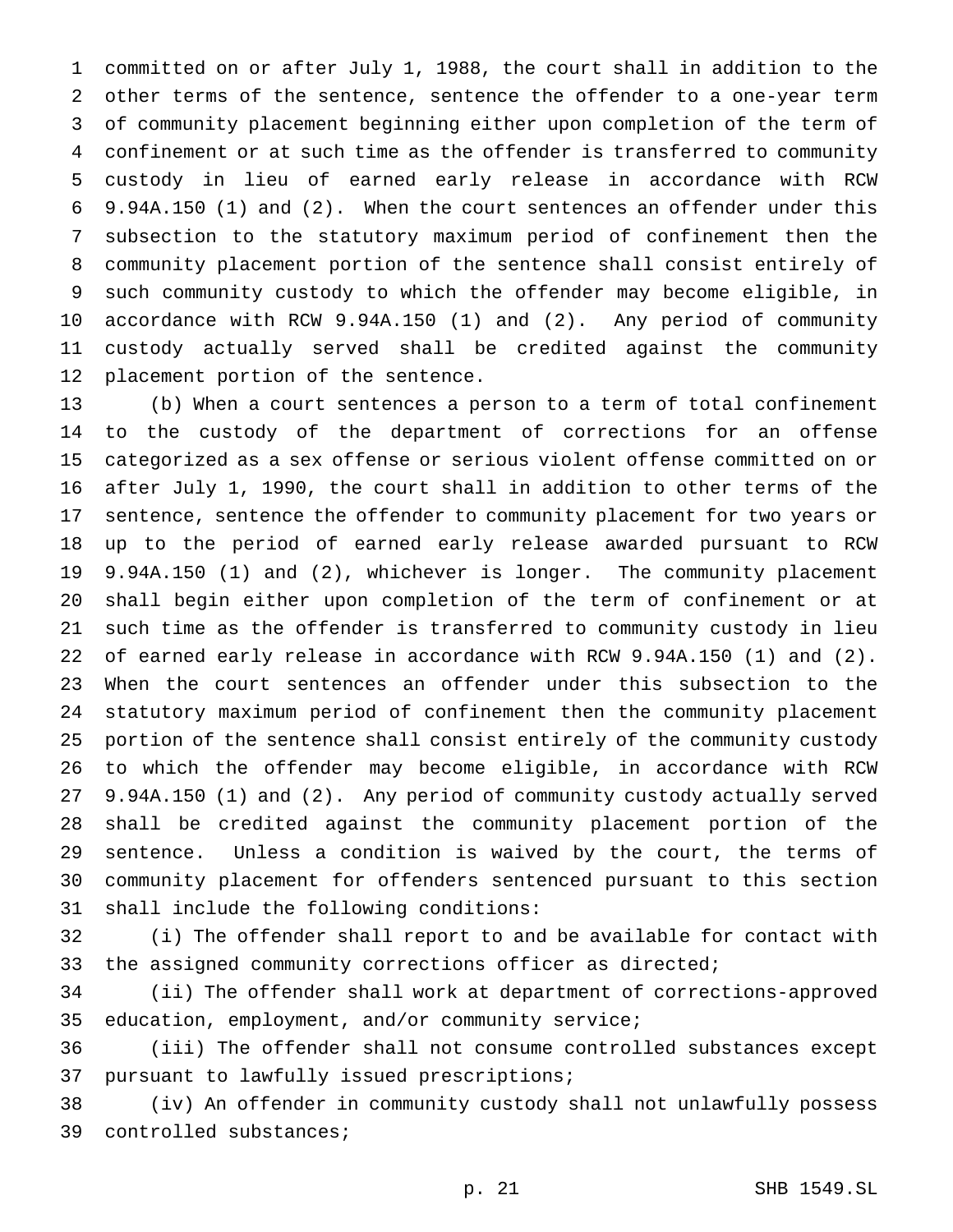committed on or after July 1, 1988, the court shall in addition to the other terms of the sentence, sentence the offender to a one-year term of community placement beginning either upon completion of the term of confinement or at such time as the offender is transferred to community custody in lieu of earned early release in accordance with RCW 9.94A.150 (1) and (2). When the court sentences an offender under this subsection to the statutory maximum period of confinement then the community placement portion of the sentence shall consist entirely of such community custody to which the offender may become eligible, in accordance with RCW 9.94A.150 (1) and (2). Any period of community custody actually served shall be credited against the community placement portion of the sentence.

(b) When a court sentences a person to a term of total confinement to the custody of the department of corrections for an offense categorized as a sex offense or serious violent offense committed on or after July 1, 1990, the court shall in addition to other terms of the sentence, sentence the offender to community placement for two years or up to the period of earned early release awarded pursuant to RCW 9.94A.150 (1) and (2), whichever is longer. The community placement shall begin either upon completion of the term of confinement or at such time as the offender is transferred to community custody in lieu of earned early release in accordance with RCW 9.94A.150 (1) and (2). When the court sentences an offender under this subsection to the statutory maximum period of confinement then the community placement portion of the sentence shall consist entirely of the community custody to which the offender may become eligible, in accordance with RCW 9.94A.150 (1) and (2). Any period of community custody actually served shall be credited against the community placement portion of the sentence. Unless a condition is waived by the court, the terms of community placement for offenders sentenced pursuant to this section shall include the following conditions:

(i) The offender shall report to and be available for contact with the assigned community corrections officer as directed;

(ii) The offender shall work at department of corrections-approved education, employment, and/or community service;

(iii) The offender shall not consume controlled substances except pursuant to lawfully issued prescriptions;

(iv) An offender in community custody shall not unlawfully possess controlled substances;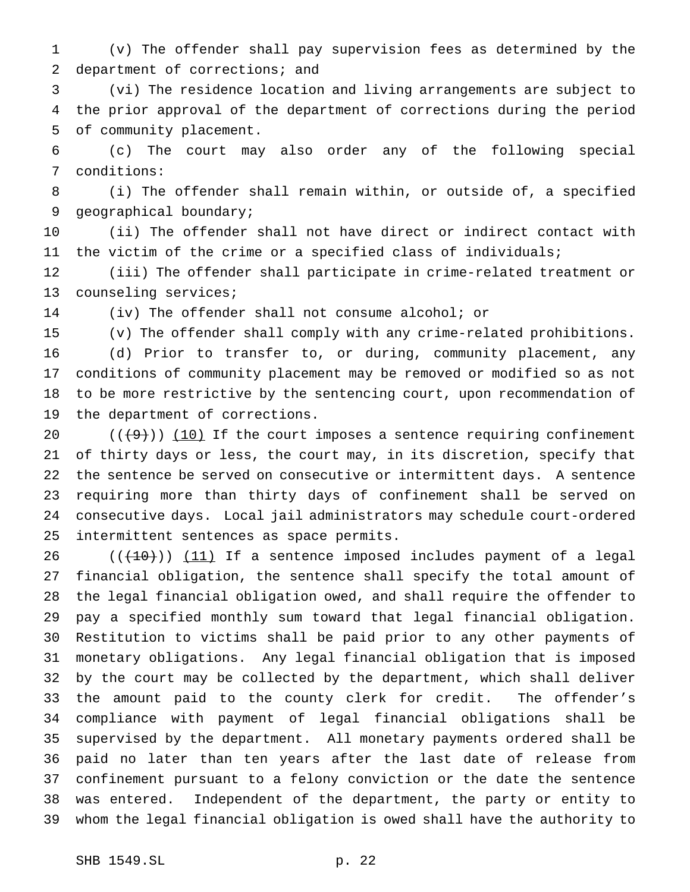(v) The offender shall pay supervision fees as determined by the department of corrections; and

(vi) The residence location and living arrangements are subject to the prior approval of the department of corrections during the period of community placement.

(c) The court may also order any of the following special conditions:

(i) The offender shall remain within, or outside of, a specified geographical boundary;

(ii) The offender shall not have direct or indirect contact with the victim of the crime or a specified class of individuals;

(iii) The offender shall participate in crime-related treatment or counseling services;

(iv) The offender shall not consume alcohol; or

(v) The offender shall comply with any crime-related prohibitions.

(d) Prior to transfer to, or during, community placement, any conditions of community placement may be removed or modified so as not to be more restrictive by the sentencing court, upon recommendation of the department of corrections.

((~~(9)~~)) <u>(10)</u> If the court imposes a sentence requiring confinement of thirty days or less, the court may, in its discretion, specify that the sentence be served on consecutive or intermittent days. A sentence requiring more than thirty days of confinement shall be served on consecutive days. Local jail administrators may schedule court-ordered intermittent sentences as space permits.

((~~(10)~~)) <u>(11)</u> If a sentence imposed includes payment of a legal financial obligation, the sentence shall specify the total amount of the legal financial obligation owed, and shall require the offender to pay a specified monthly sum toward that legal financial obligation. Restitution to victims shall be paid prior to any other payments of monetary obligations. Any legal financial obligation that is imposed by the court may be collected by the department, which shall deliver the amount paid to the county clerk for credit. The offender's compliance with payment of legal financial obligations shall be supervised by the department. All monetary payments ordered shall be paid no later than ten years after the last date of release from confinement pursuant to a felony conviction or the date the sentence was entered. Independent of the department, the party or entity to whom the legal financial obligation is owed shall have the authority to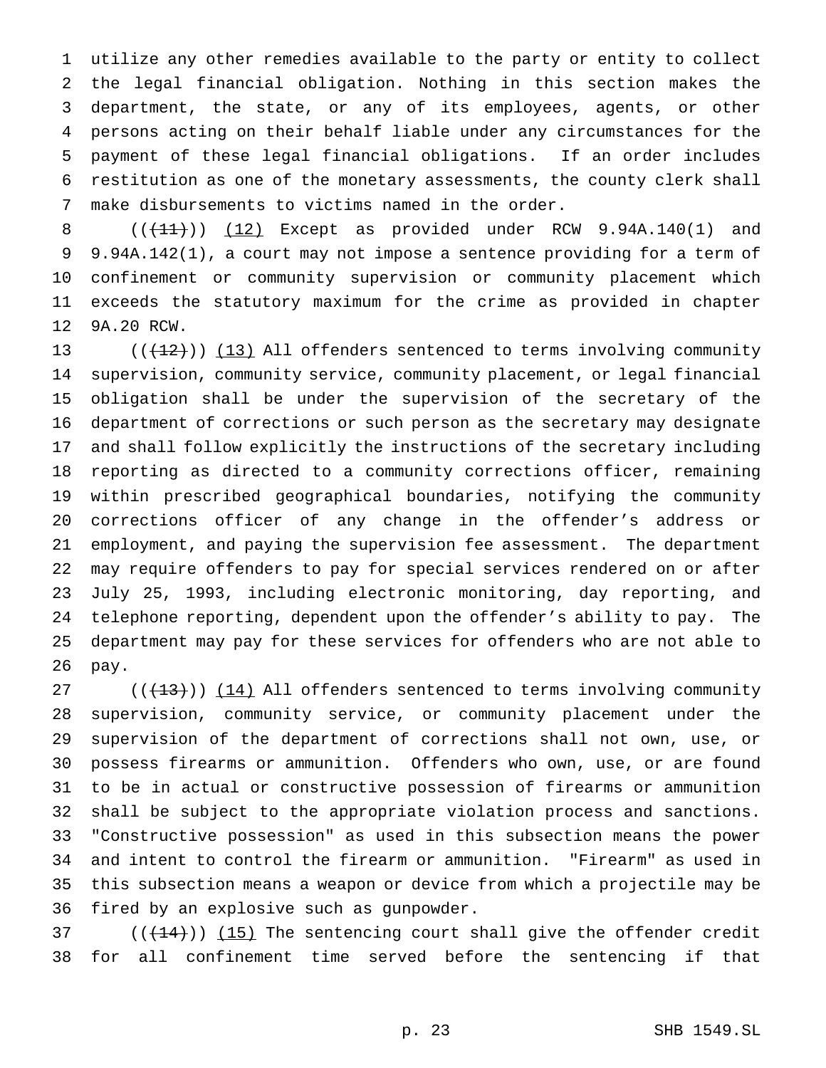utilize any other remedies available to the party or entity to collect the legal financial obligation. Nothing in this section makes the department, the state, or any of its employees, agents, or other persons acting on their behalf liable under any circumstances for the payment of these legal financial obligations. If an order includes restitution as one of the monetary assessments, the county clerk shall make disbursements to victims named in the order.

((~~(11)~~)) (12) Except as provided under RCW 9.94A.140(1) and 9.94A.142(1), a court may not impose a sentence providing for a term of confinement or community supervision or community placement which exceeds the statutory maximum for the crime as provided in chapter 9A.20 RCW.

((~~(12)~~)) (13) All offenders sentenced to terms involving community supervision, community service, community placement, or legal financial obligation shall be under the supervision of the secretary of the department of corrections or such person as the secretary may designate and shall follow explicitly the instructions of the secretary including reporting as directed to a community corrections officer, remaining within prescribed geographical boundaries, notifying the community corrections officer of any change in the offender's address or employment, and paying the supervision fee assessment. The department may require offenders to pay for special services rendered on or after July 25, 1993, including electronic monitoring, day reporting, and telephone reporting, dependent upon the offender's ability to pay. The department may pay for these services for offenders who are not able to pay.

((~~(13)~~)) (14) All offenders sentenced to terms involving community supervision, community service, or community placement under the supervision of the department of corrections shall not own, use, or possess firearms or ammunition. Offenders who own, use, or are found to be in actual or constructive possession of firearms or ammunition shall be subject to the appropriate violation process and sanctions. "Constructive possession" as used in this subsection means the power and intent to control the firearm or ammunition. "Firearm" as used in this subsection means a weapon or device from which a projectile may be fired by an explosive such as gunpowder.

((~~(14)~~)) (15) The sentencing court shall give the offender credit for all confinement time served before the sentencing if that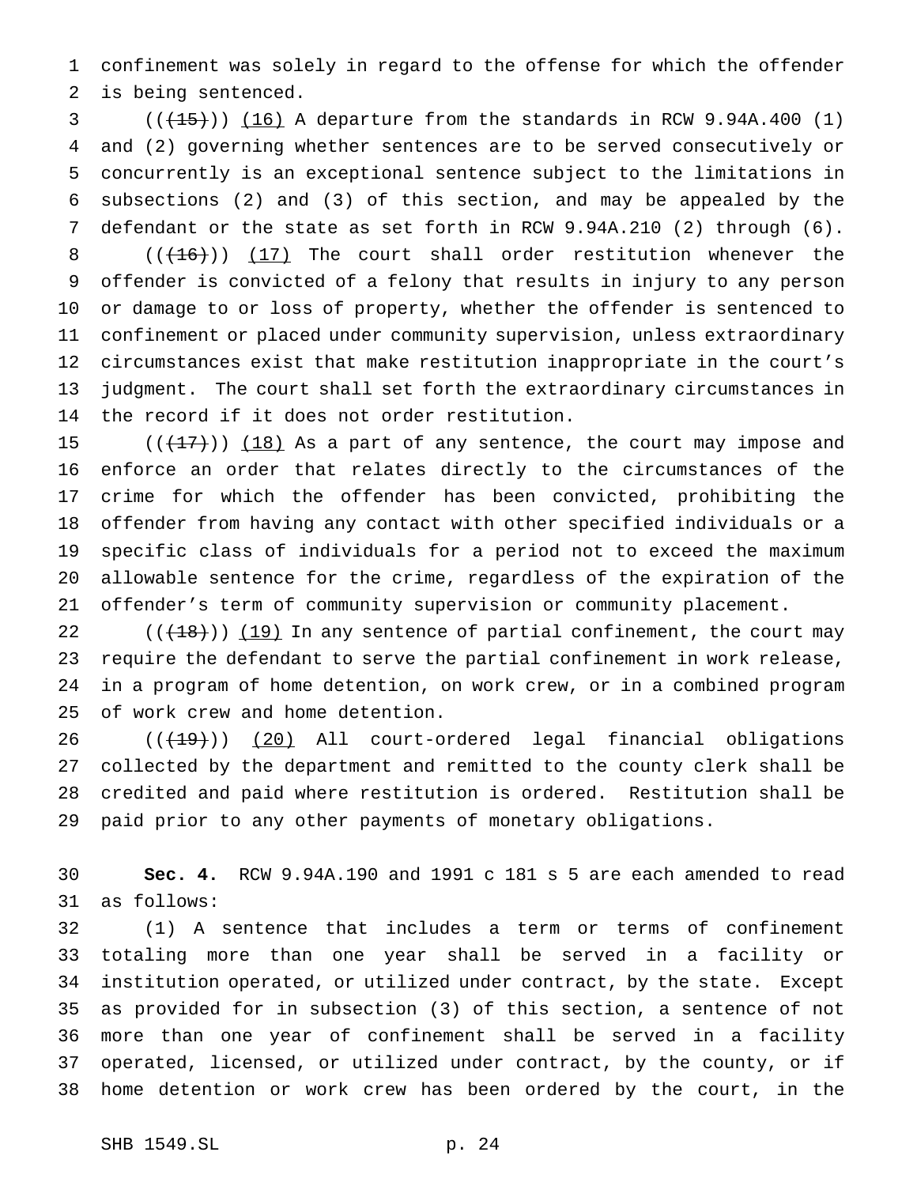confinement was solely in regard to the offense for which the offender is being sentenced.

((~~(15)~~)) (16) A departure from the standards in RCW 9.94A.400 (1) and (2) governing whether sentences are to be served consecutively or concurrently is an exceptional sentence subject to the limitations in subsections (2) and (3) of this section, and may be appealed by the defendant or the state as set forth in RCW 9.94A.210 (2) through (6).

((~~(16)~~)) (17) The court shall order restitution whenever the offender is convicted of a felony that results in injury to any person or damage to or loss of property, whether the offender is sentenced to confinement or placed under community supervision, unless extraordinary circumstances exist that make restitution inappropriate in the court's judgment. The court shall set forth the extraordinary circumstances in the record if it does not order restitution.

((~~(17)~~)) (18) As a part of any sentence, the court may impose and enforce an order that relates directly to the circumstances of the crime for which the offender has been convicted, prohibiting the offender from having any contact with other specified individuals or a specific class of individuals for a period not to exceed the maximum allowable sentence for the crime, regardless of the expiration of the offender's term of community supervision or community placement.

((~~(18)~~)) (19) In any sentence of partial confinement, the court may require the defendant to serve the partial confinement in work release, in a program of home detention, on work crew, or in a combined program of work crew and home detention.

((~~(19)~~)) (20) All court-ordered legal financial obligations collected by the department and remitted to the county clerk shall be credited and paid where restitution is ordered. Restitution shall be paid prior to any other payments of monetary obligations.

**Sec. 4.** RCW 9.94A.190 and 1991 c 181 s 5 are each amended to read as follows:

(1) A sentence that includes a term or terms of confinement totaling more than one year shall be served in a facility or institution operated, or utilized under contract, by the state. Except as provided for in subsection (3) of this section, a sentence of not more than one year of confinement shall be served in a facility operated, licensed, or utilized under contract, by the county, or if home detention or work crew has been ordered by the court, in the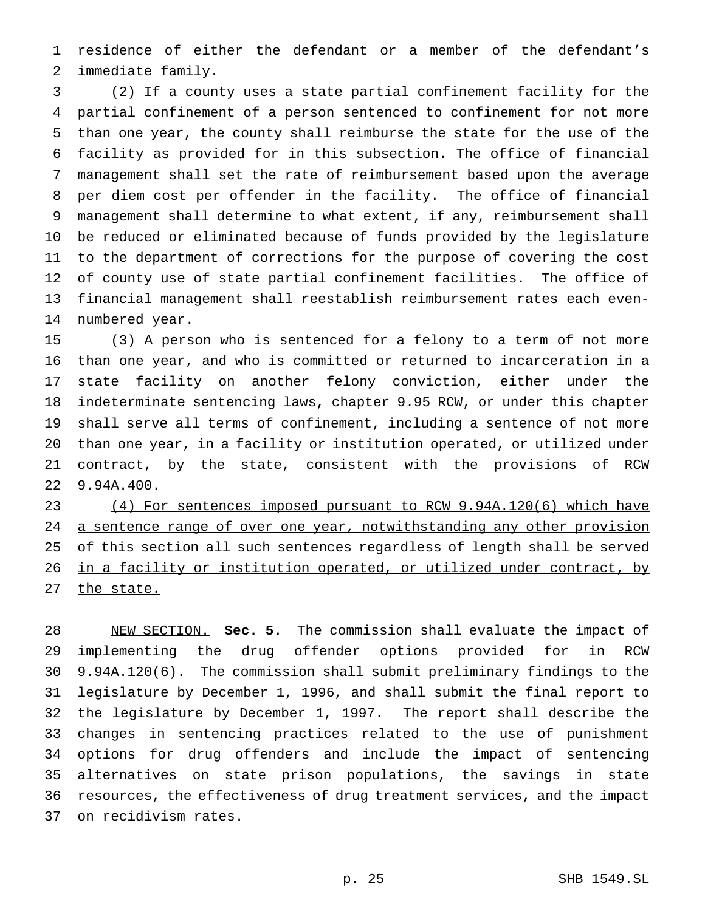residence of either the defendant or a member of the defendant's immediate family.

(2) If a county uses a state partial confinement facility for the partial confinement of a person sentenced to confinement for not more than one year, the county shall reimburse the state for the use of the facility as provided for in this subsection. The office of financial management shall set the rate of reimbursement based upon the average per diem cost per offender in the facility. The office of financial management shall determine to what extent, if any, reimbursement shall be reduced or eliminated because of funds provided by the legislature to the department of corrections for the purpose of covering the cost of county use of state partial confinement facilities. The office of financial management shall reestablish reimbursement rates each even-numbered year.

(3) A person who is sentenced for a felony to a term of not more than one year, and who is committed or returned to incarceration in a state facility on another felony conviction, either under the indeterminate sentencing laws, chapter 9.95 RCW, or under this chapter shall serve all terms of confinement, including a sentence of not more than one year, in a facility or institution operated, or utilized under contract, by the state, consistent with the provisions of RCW 9.94A.400.

<u>(4) For sentences imposed pursuant to RCW 9.94A.120(6) which have a sentence range of over one year, notwithstanding any other provision of this section all such sentences regardless of length shall be served in a facility or institution operated, or utilized under contract, by the state.</u>

<u>NEW SECTION.</u> **Sec. 5.** The commission shall evaluate the impact of implementing the drug offender options provided for in RCW 9.94A.120(6). The commission shall submit preliminary findings to the legislature by December 1, 1996, and shall submit the final report to the legislature by December 1, 1997. The report shall describe the changes in sentencing practices related to the use of punishment options for drug offenders and include the impact of sentencing alternatives on state prison populations, the savings in state resources, the effectiveness of drug treatment services, and the impact on recidivism rates.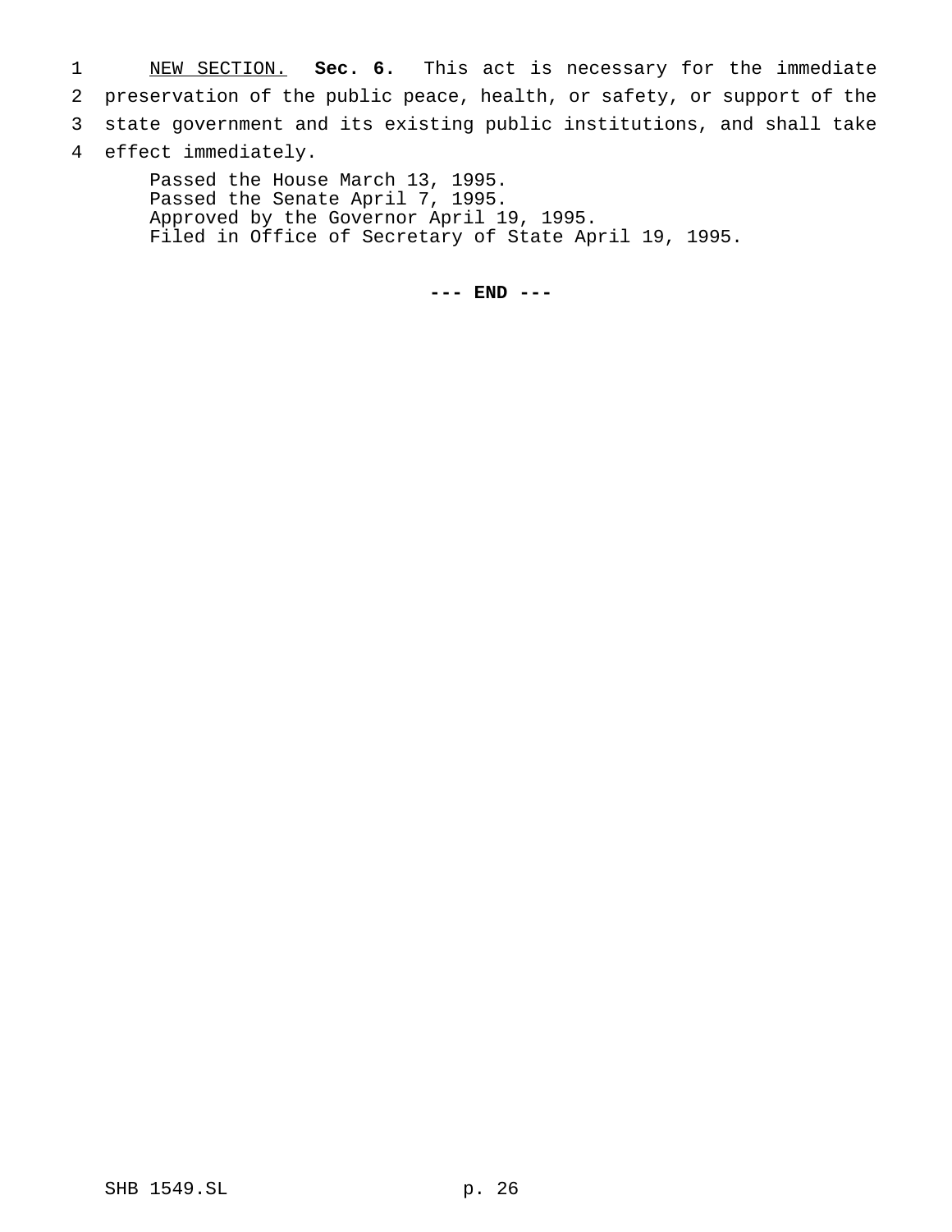NEW SECTION. **Sec. 6.** This act is necessary for the immediate preservation of the public peace, health, or safety, or support of the state government and its existing public institutions, and shall take effect immediately.

Passed the House March 13, 1995.
Passed the Senate April 7, 1995.
Approved by the Governor April 19, 1995.
Filed in Office of Secretary of State April 19, 1995.

**--- END ---**